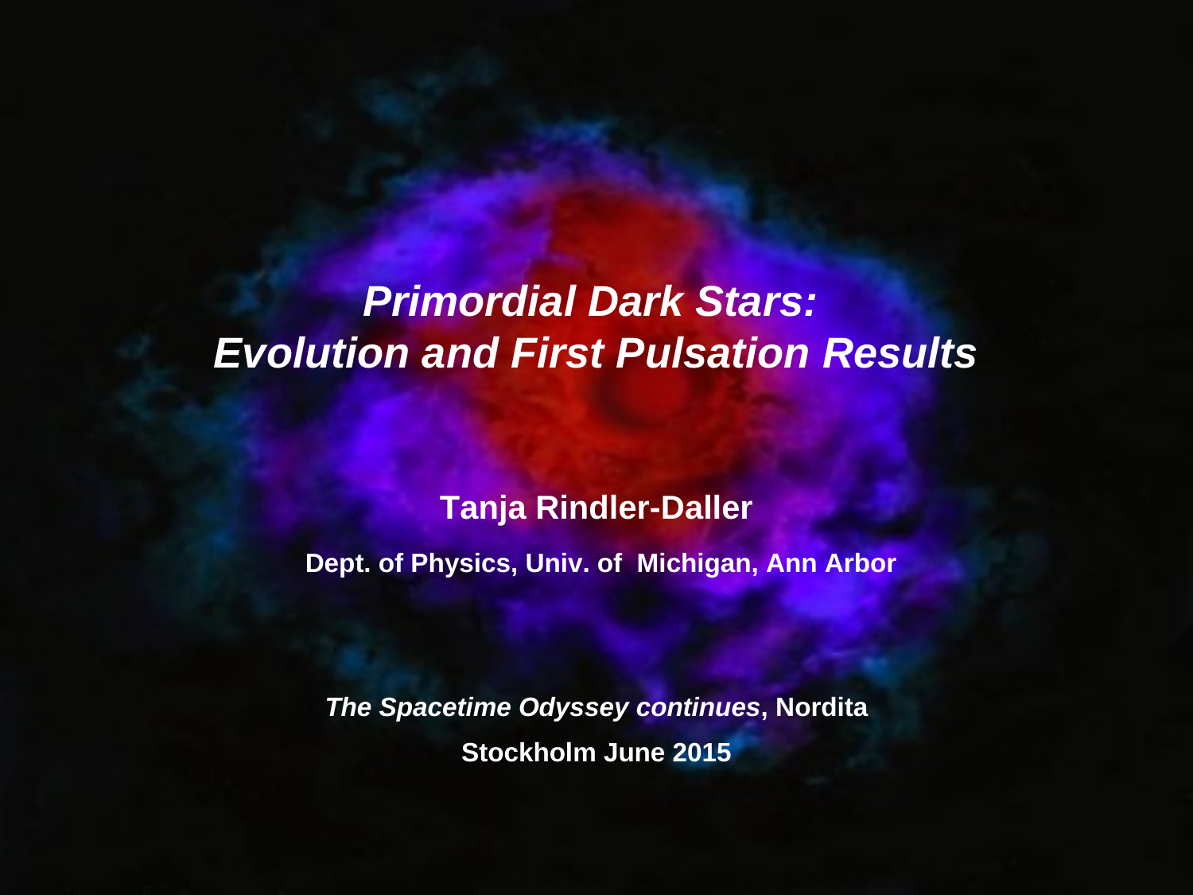# *Primordial Dark Stars: Evolution and First Pulsation Results*

**Tanja Rindler-Daller**

**Dept. of Physics, Univ. of Michigan, Ann Arbor**

***The Spacetime Odyssey continues*, Nordita**

**Stockholm June 2015**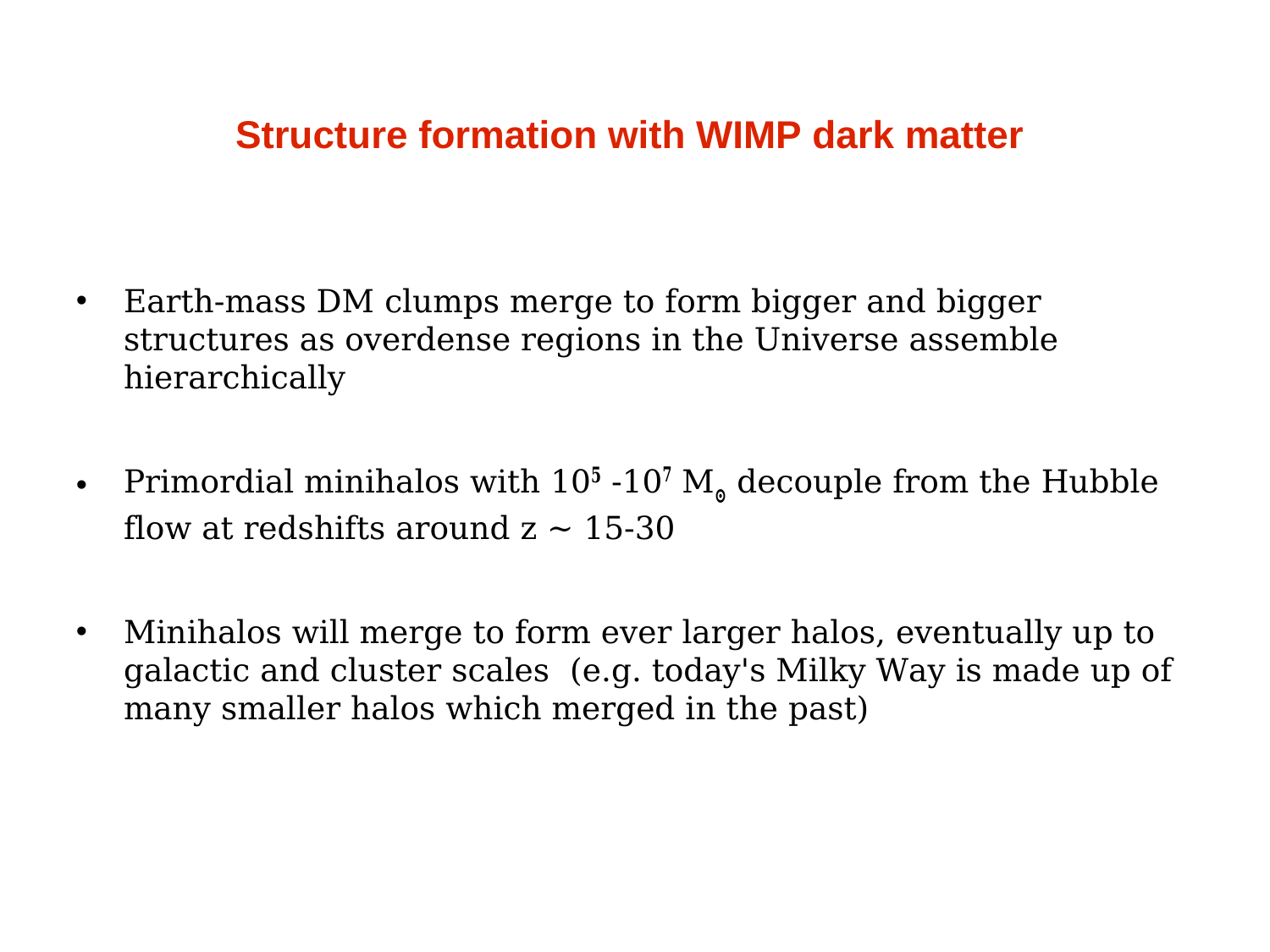# Structure formation with WIMP dark matter

- Earth-mass DM clumps merge to form bigger and bigger structures as overdense regions in the Universe assemble hierarchically

- Primordial minihalos with $10^5$ -$10^7$ $M_\odot$ decouple from the Hubble flow at redshifts around z ~ 15-30

- Minihalos will merge to form ever larger halos, eventually up to galactic and cluster scales (e.g. today's Milky Way is made up of many smaller halos which merged in the past)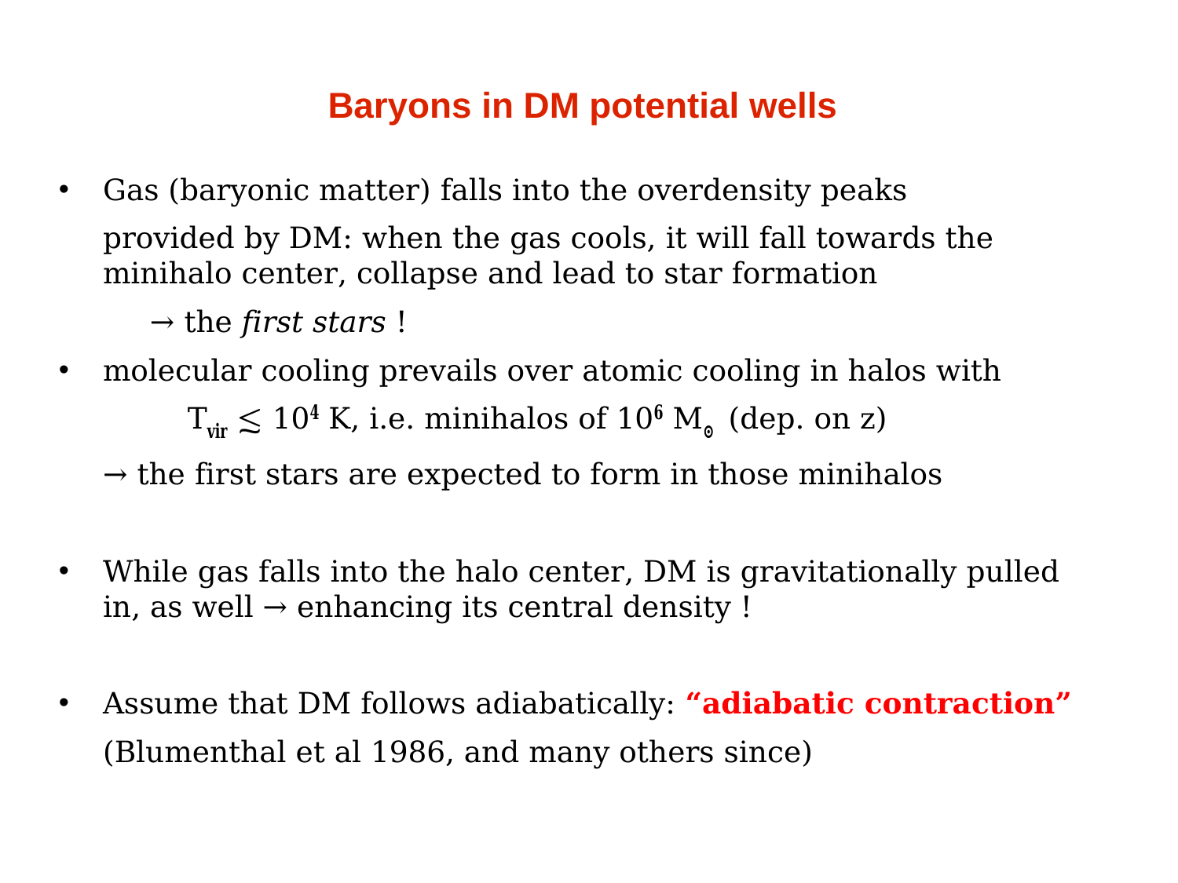# Baryons in DM potential wells

- Gas (baryonic matter) falls into the overdensity peaks

  provided by DM: when the gas cools, it will fall towards the minihalo center, collapse and lead to star formation

  → the *first stars* !

- molecular cooling prevails over atomic cooling in halos with

  $T_{vir} \lesssim 10^4$ K, i.e. minihalos of $10^6$ $M_\odot$ (dep. on z)

  → the first stars are expected to form in those minihalos

- While gas falls into the halo center, DM is gravitationally pulled in, as well → enhancing its central density !

- Assume that DM follows adiabatically: **"adiabatic contraction"**

  (Blumenthal et al 1986, and many others since)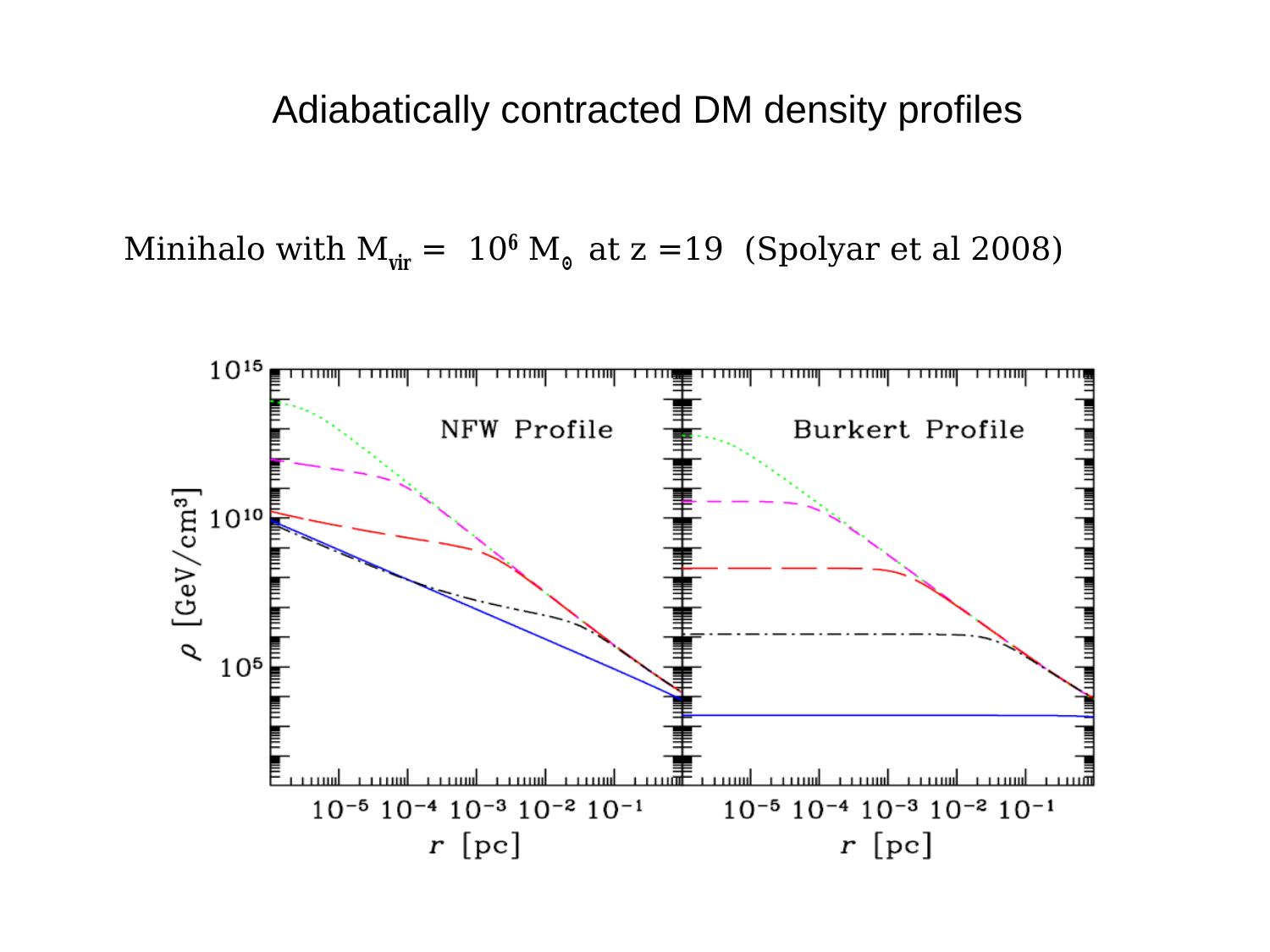# Adiabatically contracted DM density profiles

Minihalo with $M_{vir}$ = $10^6$ $M_\odot$ at z =19 (Spolyar et al 2008)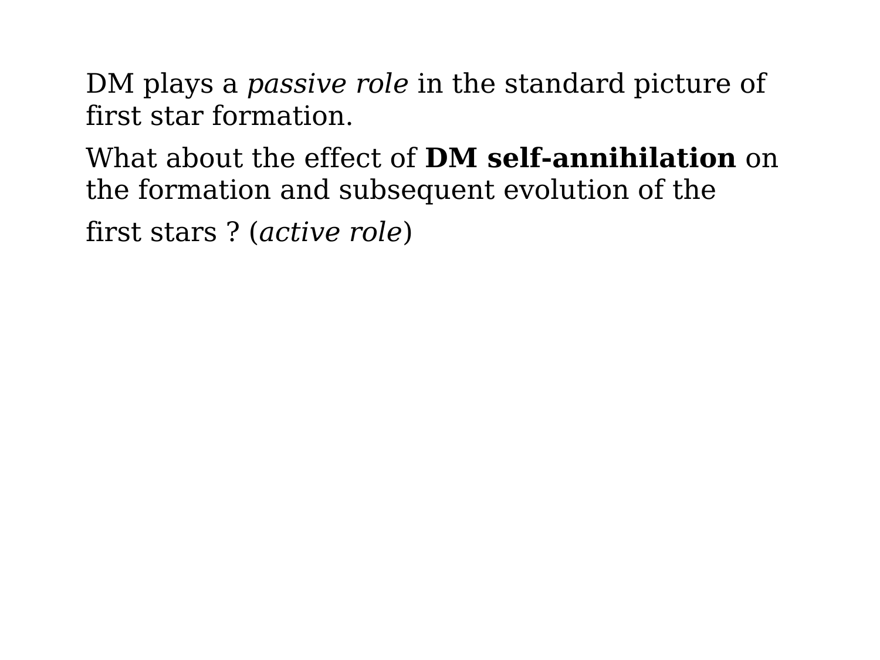DM plays a *passive role* in the standard picture of first star formation.

What about the effect of **DM self-annihilation** on the formation and subsequent evolution of the

first stars ? (*active role*)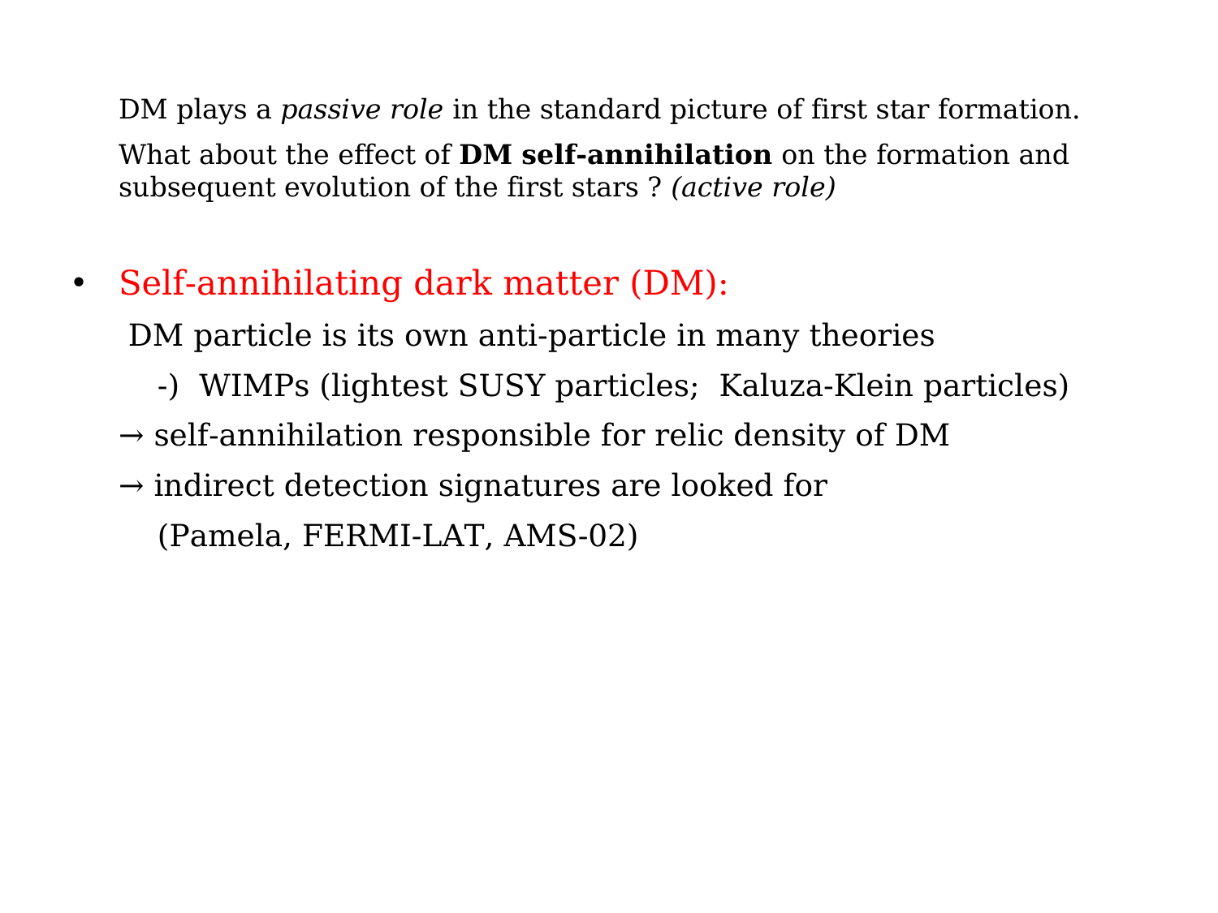DM plays a *passive role* in the standard picture of first star formation.

What about the effect of **DM self-annihilation** on the formation and subsequent evolution of the first stars ? *(active role)*

- Self-annihilating dark matter (DM):

  DM particle is its own anti-particle in many theories

  -) WIMPs (lightest SUSY particles; Kaluza-Klein particles)

  → self-annihilation responsible for relic density of DM

  → indirect detection signatures are looked for

  (Pamela, FERMI-LAT, AMS-02)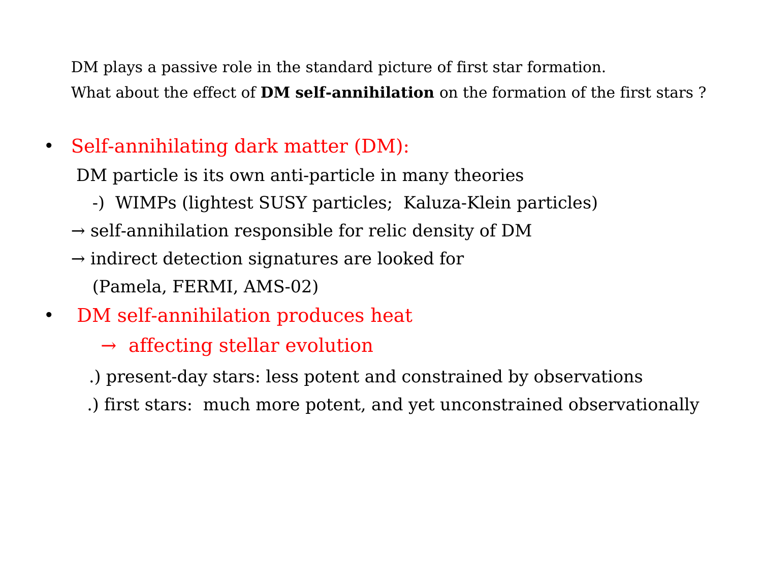DM plays a passive role in the standard picture of first star formation.

What about the effect of **DM self-annihilation** on the formation of the first stars ?

- Self-annihilating dark matter (DM):

  DM particle is its own anti-particle in many theories

  -) WIMPs (lightest SUSY particles; Kaluza-Klein particles)

  → self-annihilation responsible for relic density of DM

  → indirect detection signatures are looked for

  (Pamela, FERMI, AMS-02)

- DM self-annihilation produces heat

  → affecting stellar evolution

  .) present-day stars: less potent and constrained by observations

  .) first stars: much more potent, and yet unconstrained observationally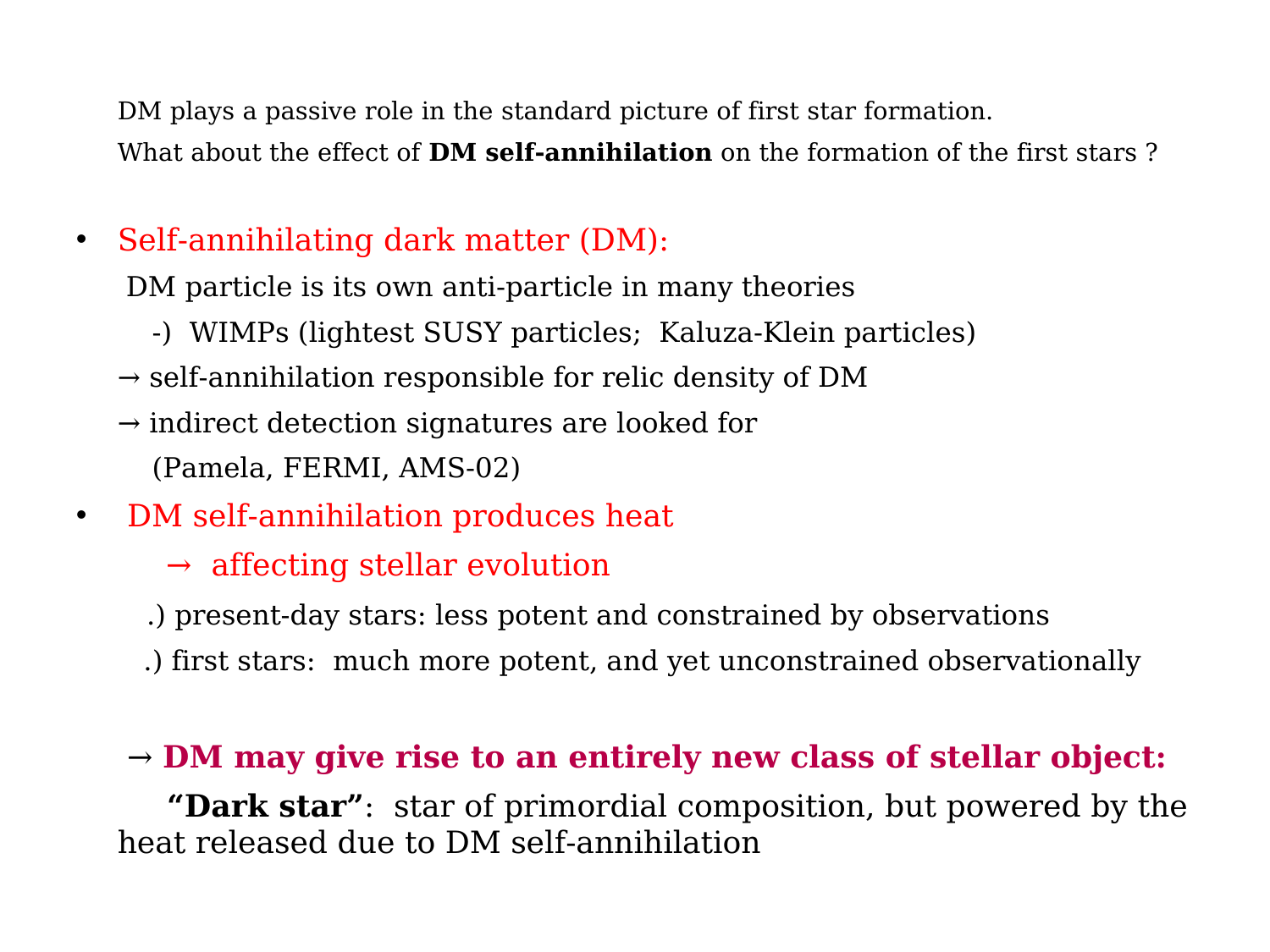DM plays a passive role in the standard picture of first star formation.

What about the effect of **DM self-annihilation** on the formation of the first stars ?

- Self-annihilating dark matter (DM):

  DM particle is its own anti-particle in many theories

  -) WIMPs (lightest SUSY particles; Kaluza-Klein particles)

  → self-annihilation responsible for relic density of DM

  → indirect detection signatures are looked for (Pamela, FERMI, AMS-02)

- DM self-annihilation produces heat

  → affecting stellar evolution

  .) present-day stars: less potent and constrained by observations

  .) first stars: much more potent, and yet unconstrained observationally

→ **DM may give rise to an entirely new class of stellar object:**

**"Dark star"**: star of primordial composition, but powered by the heat released due to DM self-annihilation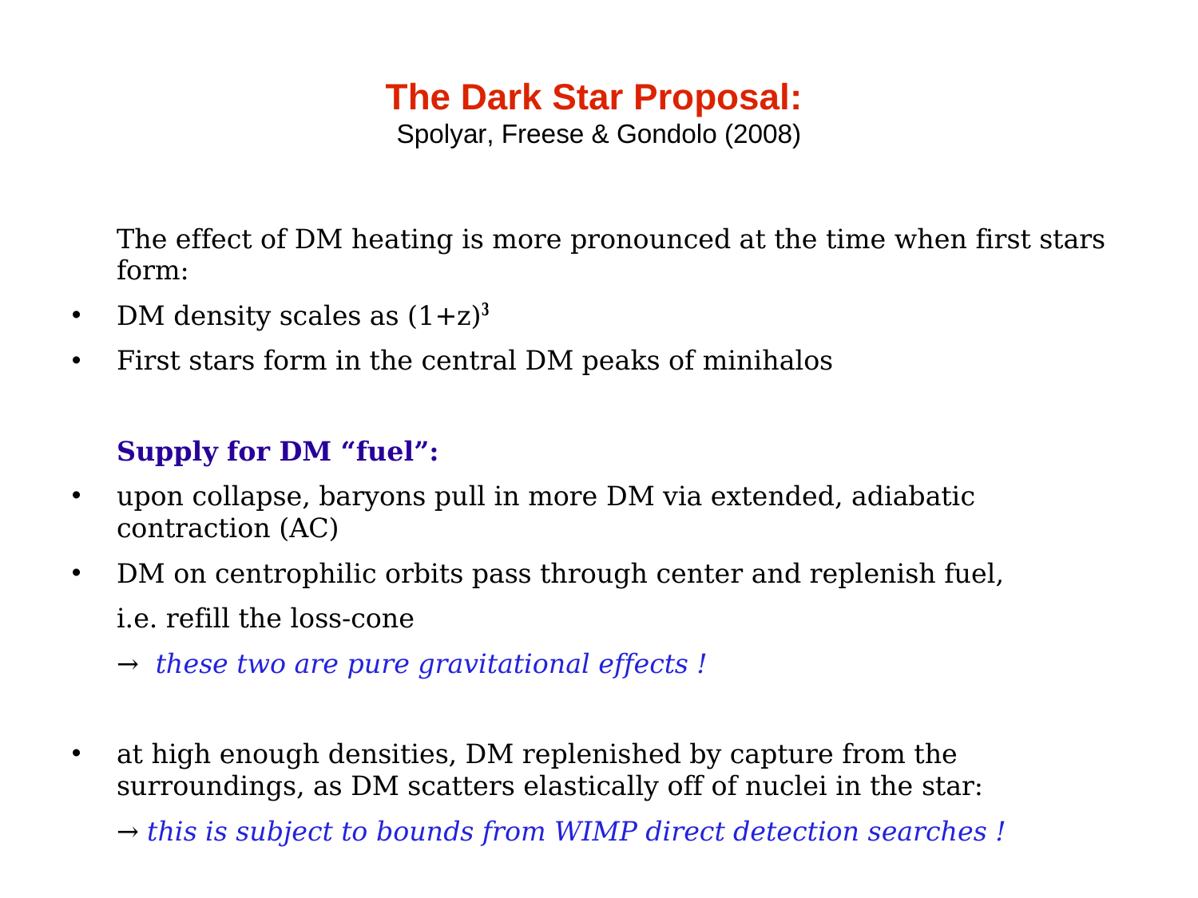# The Dark Star Proposal:

Spolyar, Freese & Gondolo (2008)

The effect of DM heating is more pronounced at the time when first stars form:

- DM density scales as $(1+z)^3$
- First stars form in the central DM peaks of minihalos

**Supply for DM "fuel":**

- upon collapse, baryons pull in more DM via extended, adiabatic contraction (AC)
- DM on centrophilic orbits pass through center and replenish fuel,

  i.e. refill the loss-cone

  → *these two are pure gravitational effects !*

- at high enough densities, DM replenished by capture from the surroundings, as DM scatters elastically off of nuclei in the star:

  → *this is subject to bounds from WIMP direct detection searches !*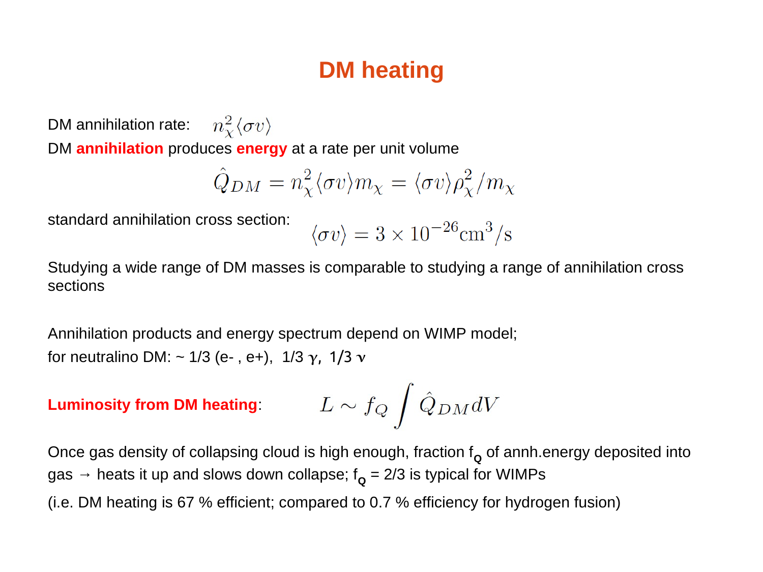# DM heating

DM annihilation rate: $n_\chi^2 \langle \sigma v \rangle$

DM **annihilation** produces **energy** at a rate per unit volume

$$\hat{Q}_{DM} = n_\chi^2 \langle \sigma v \rangle m_\chi = \langle \sigma v \rangle \rho_\chi^2 / m_\chi$$

standard annihilation cross section: $\langle \sigma v \rangle = 3 \times 10^{-26} \mathrm{cm}^3/\mathrm{s}$

Studying a wide range of DM masses is comparable to studying a range of annihilation cross sections

Annihilation products and energy spectrum depend on WIMP model;
for neutralino DM: ~ 1/3 (e- , e+), 1/3 $\gamma$, 1/3 $\nu$

**Luminosity from DM heating**: $L \sim f_Q \int \hat{Q}_{DM} dV$

Once gas density of collapsing cloud is high enough, fraction $f_Q$ of annh.energy deposited into gas → heats it up and slows down collapse; $f_Q$ = 2/3 is typical for WIMPs

(i.e. DM heating is 67 % efficient; compared to 0.7 % efficiency for hydrogen fusion)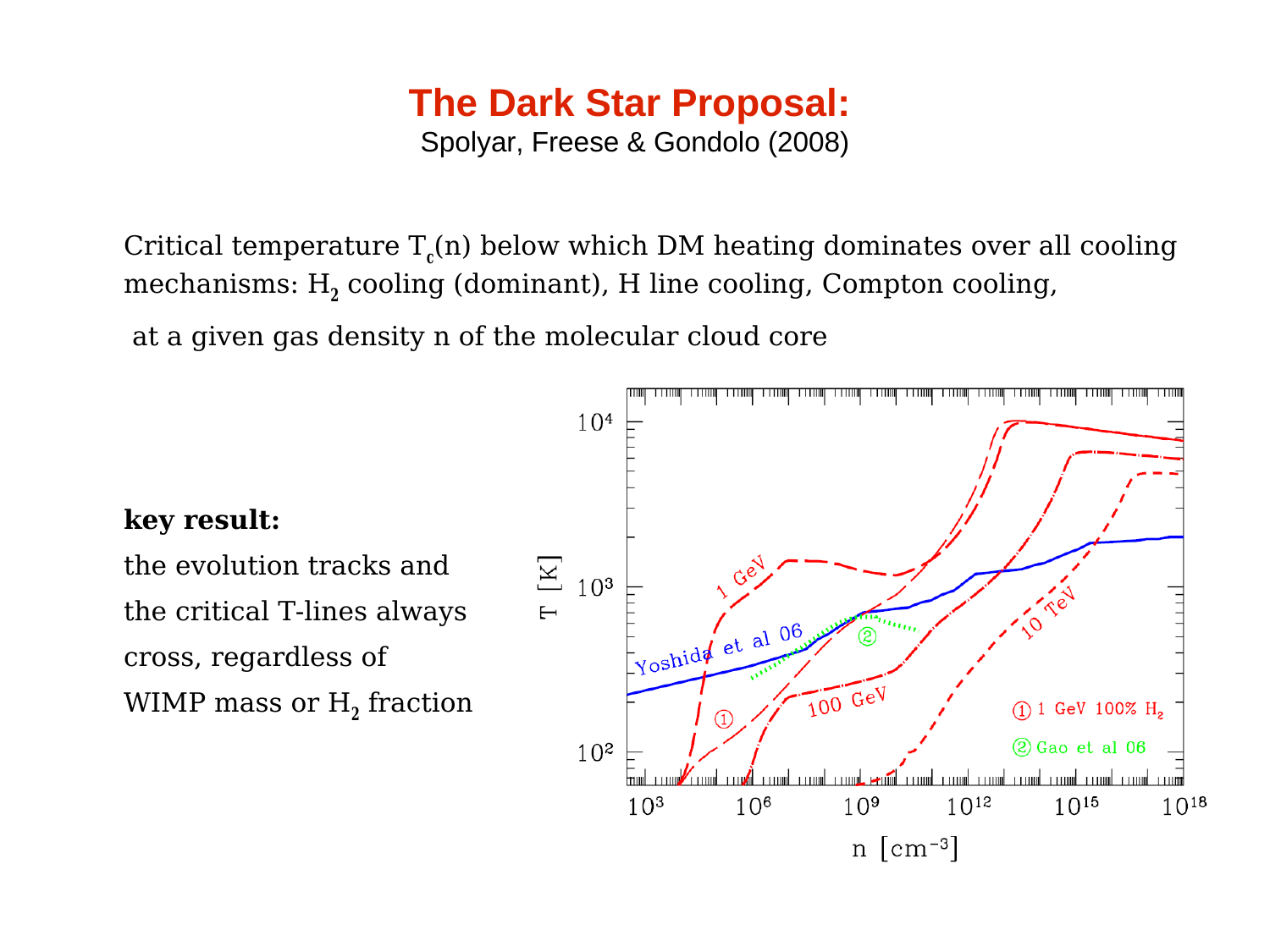# The Dark Star Proposal:

Spolyar, Freese & Gondolo (2008)

Critical temperature $T_c(n)$ below which DM heating dominates over all cooling mechanisms: $H_2$ cooling (dominant), H line cooling, Compton cooling,

at a given gas density n of the molecular cloud core

**key result:**

the evolution tracks and the critical T-lines always cross, regardless of WIMP mass or $H_2$ fraction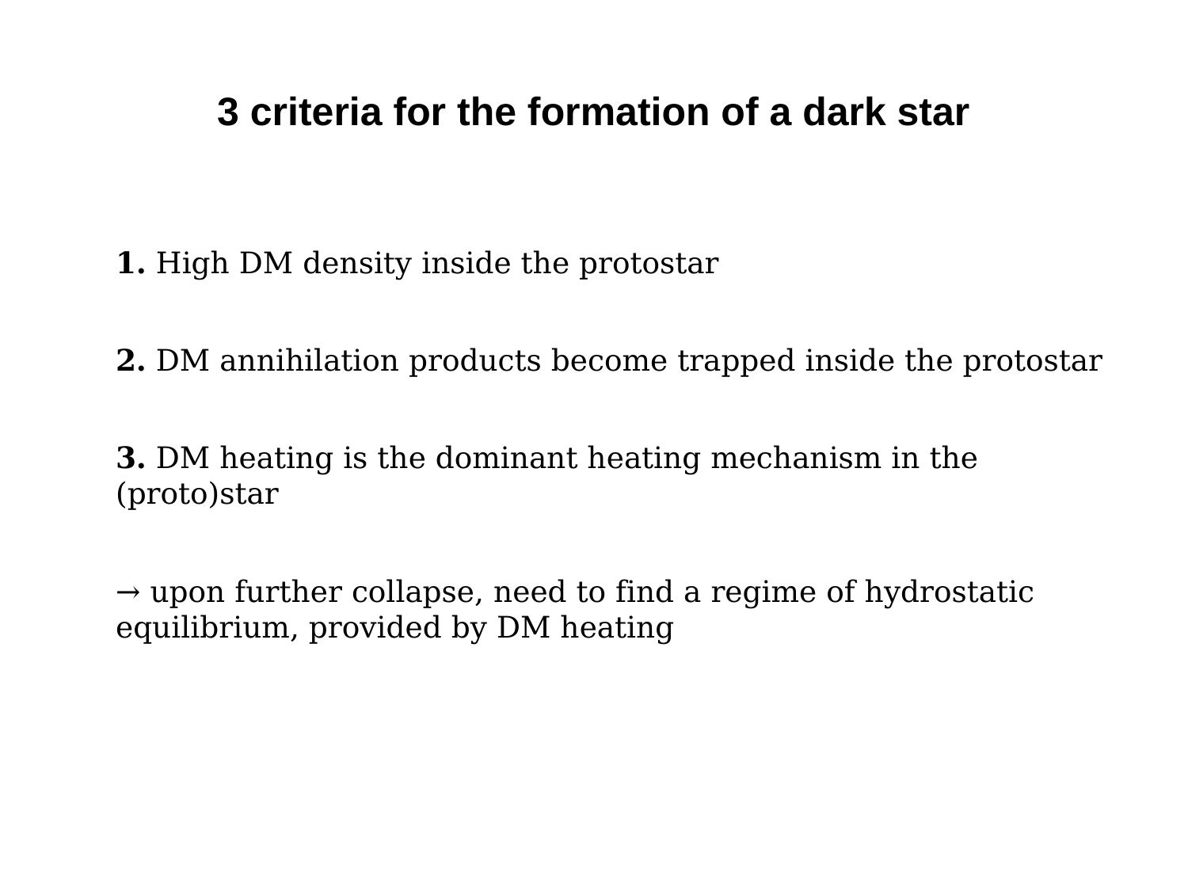# 3 criteria for the formation of a dark star

**1.** High DM density inside the protostar

**2.** DM annihilation products become trapped inside the protostar

**3.** DM heating is the dominant heating mechanism in the (proto)star

→ upon further collapse, need to find a regime of hydrostatic equilibrium, provided by DM heating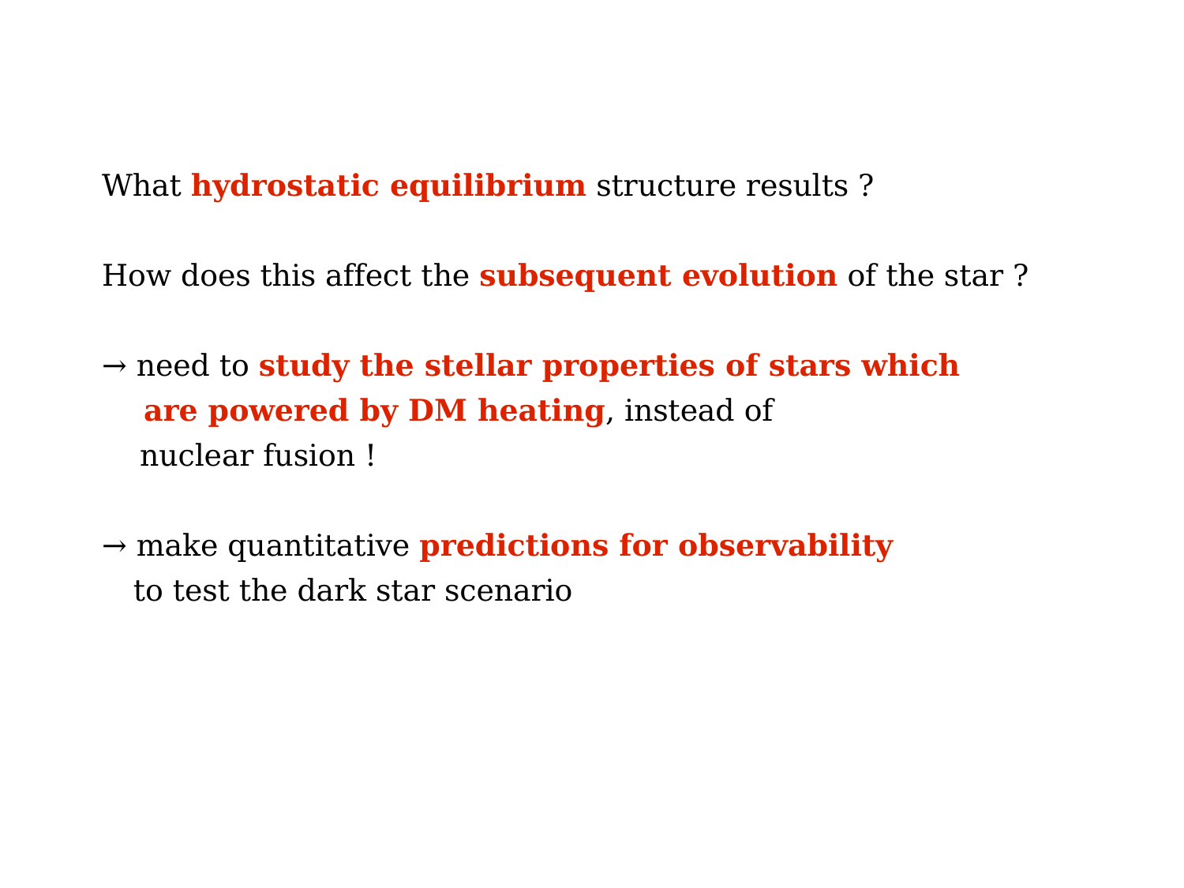What **hydrostatic equilibrium** structure results ?

How does this affect the **subsequent evolution** of the star ?

→ need to **study the stellar properties of stars which are powered by DM heating**, instead of nuclear fusion !

→ make quantitative **predictions for observability** to test the dark star scenario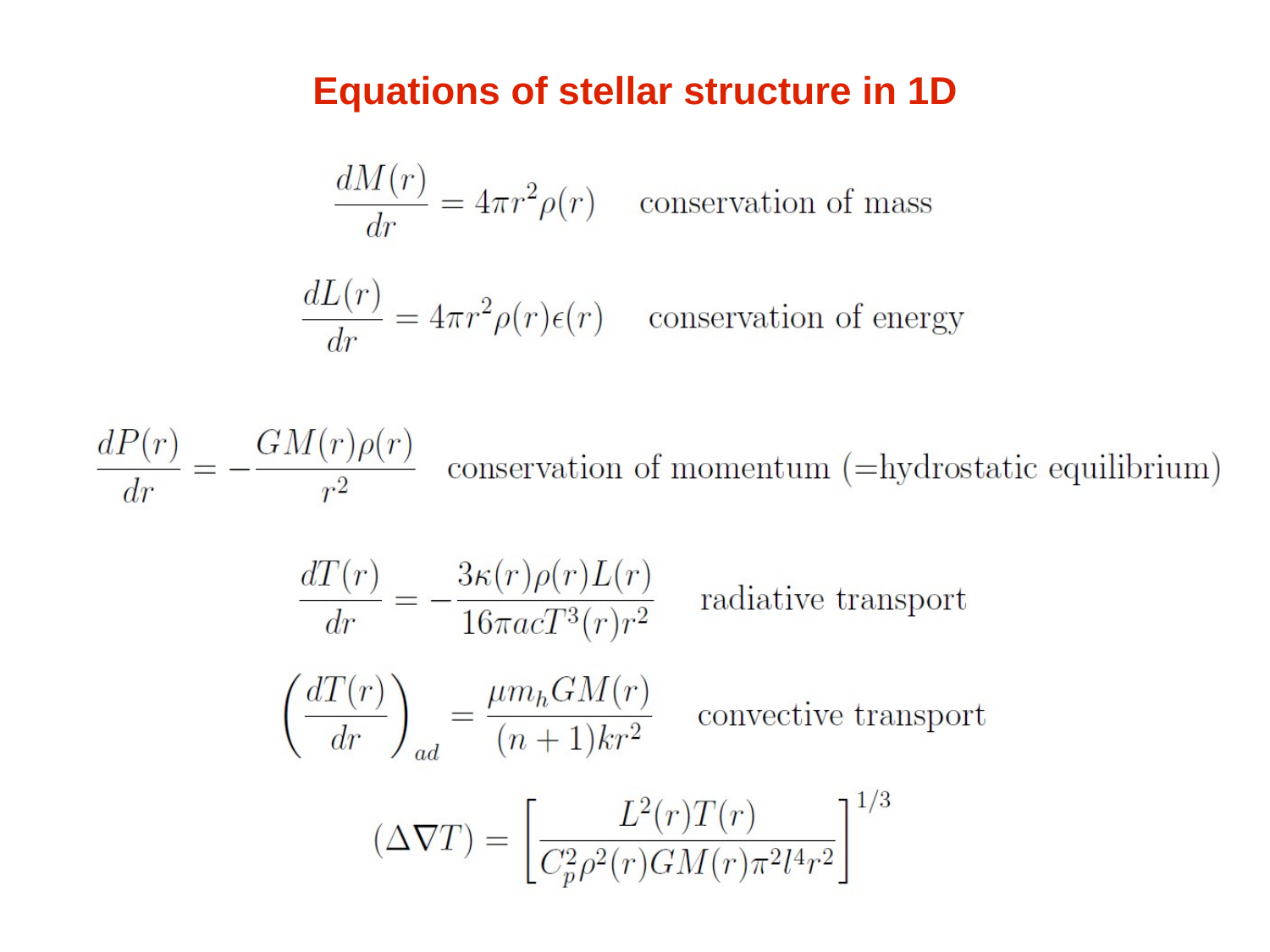# Equations of stellar structure in 1D

$$\frac{dM(r)}{dr} = 4\pi r^2 \rho(r) \quad \text{conservation of mass}$$

$$\frac{dL(r)}{dr} = 4\pi r^2 \rho(r)\epsilon(r) \quad \text{conservation of energy}$$

$$\frac{dP(r)}{dr} = -\frac{GM(r)\rho(r)}{r^2} \quad \text{conservation of momentum (=hydrostatic equilibrium)}$$

$$\frac{dT(r)}{dr} = -\frac{3\kappa(r)\rho(r)L(r)}{16\pi ac T^3(r) r^2} \quad \text{radiative transport}$$

$$\left(\frac{dT(r)}{dr}\right)_{ad} = \frac{\mu m_h G M(r)}{(n+1)k r^2} \quad \text{convective transport}$$

$$(\Delta \nabla T) = \left[\frac{L^2(r)T(r)}{C_p^2 \rho^2(r) G M(r) \pi^2 l^4 r^2}\right]^{1/3}$$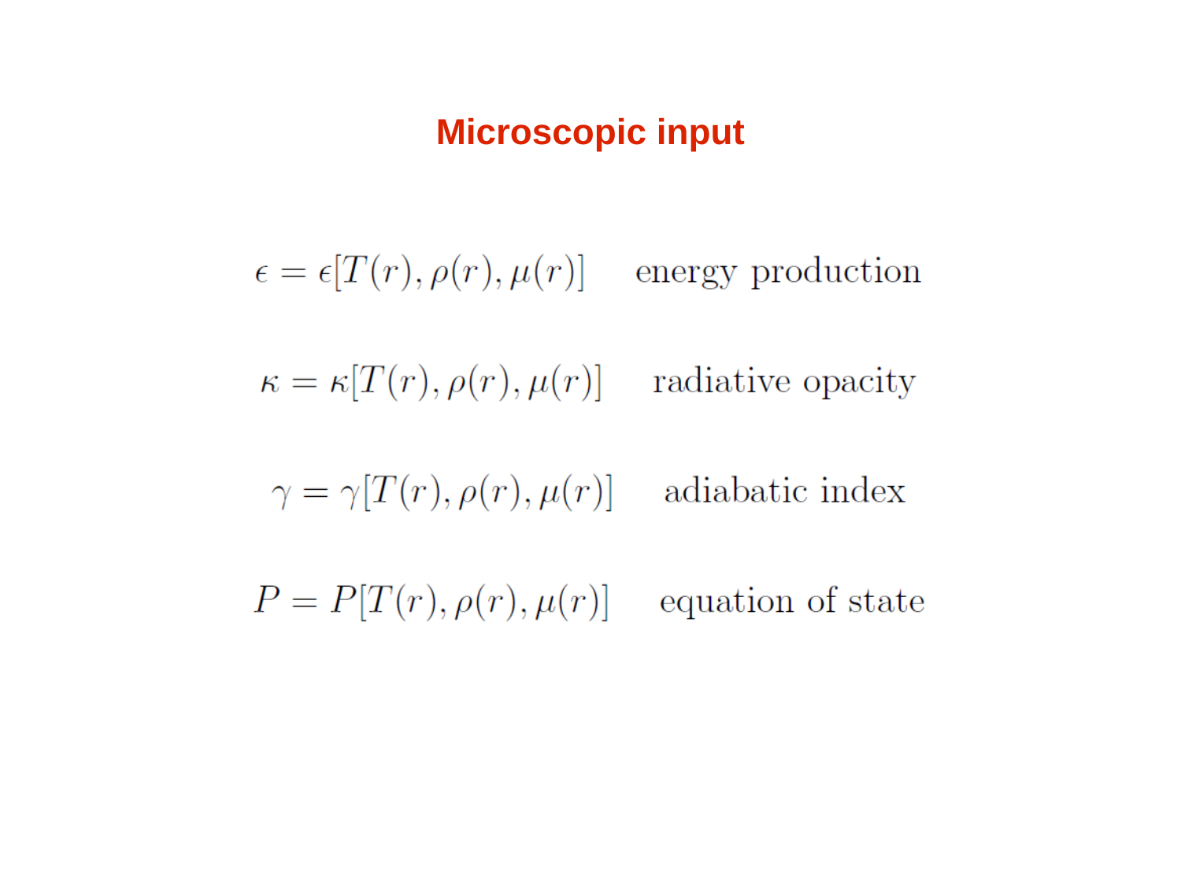# Microscopic input

$$\epsilon = \epsilon[T(r), \rho(r), \mu(r)] \quad \text{energy production}$$

$$\kappa = \kappa[T(r), \rho(r), \mu(r)] \quad \text{radiative opacity}$$

$$\gamma = \gamma[T(r), \rho(r), \mu(r)] \quad \text{adiabatic index}$$

$$P = P[T(r), \rho(r), \mu(r)] \quad \text{equation of state}$$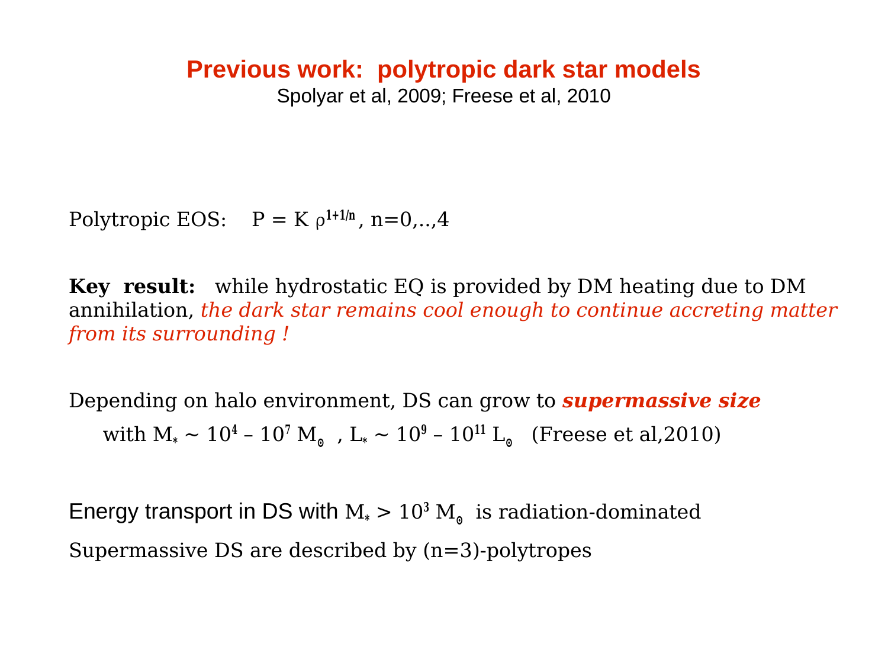# Previous work: polytropic dark star models

Spolyar et al, 2009; Freese et al, 2010

Polytropic EOS: $P = K \rho^{1+1/n}$, n=0,..,4

**Key result:** while hydrostatic EQ is provided by DM heating due to DM annihilation, *the dark star remains cool enough to continue accreting matter from its surrounding !*

Depending on halo environment, DS can grow to ***supermassive size***

with $M_* \sim 10^4 - 10^7\ M_\odot$ , $L_* \sim 10^9 - 10^{11}\ L_\odot$ (Freese et al,2010)

Energy transport in DS with $M_* > 10^3\ M_\odot$ is radiation-dominated

Supermassive DS are described by (n=3)-polytropes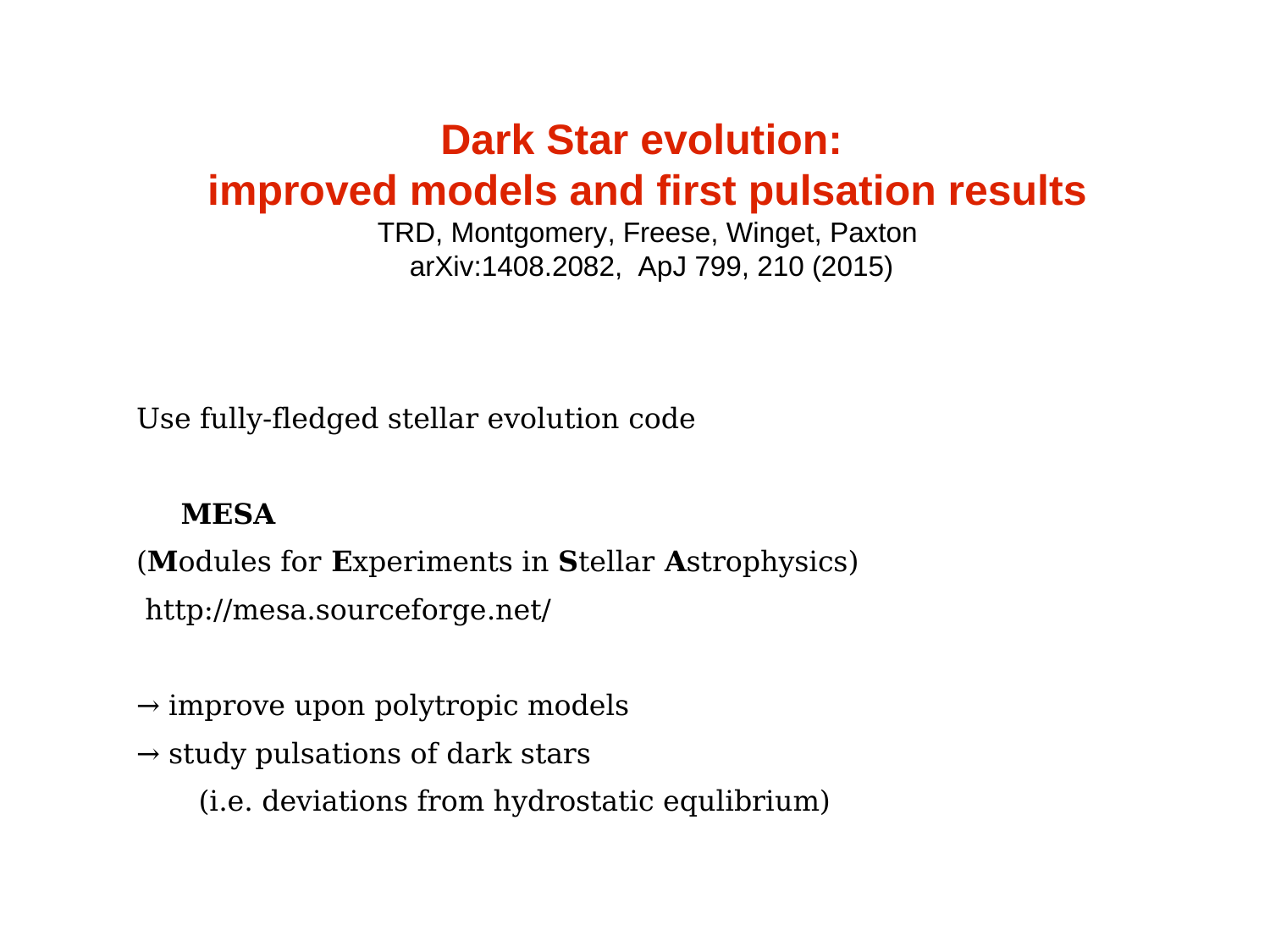# Dark Star evolution: improved models and first pulsation results

TRD, Montgomery, Freese, Winget, Paxton
arXiv:1408.2082, ApJ 799, 210 (2015)

Use fully-fledged stellar evolution code

**MESA**

(**M**odules for **E**xperiments in **S**tellar **A**strophysics)

http://mesa.sourceforge.net/

→ improve upon polytropic models

→ study pulsations of dark stars

(i.e. deviations from hydrostatic equlibrium)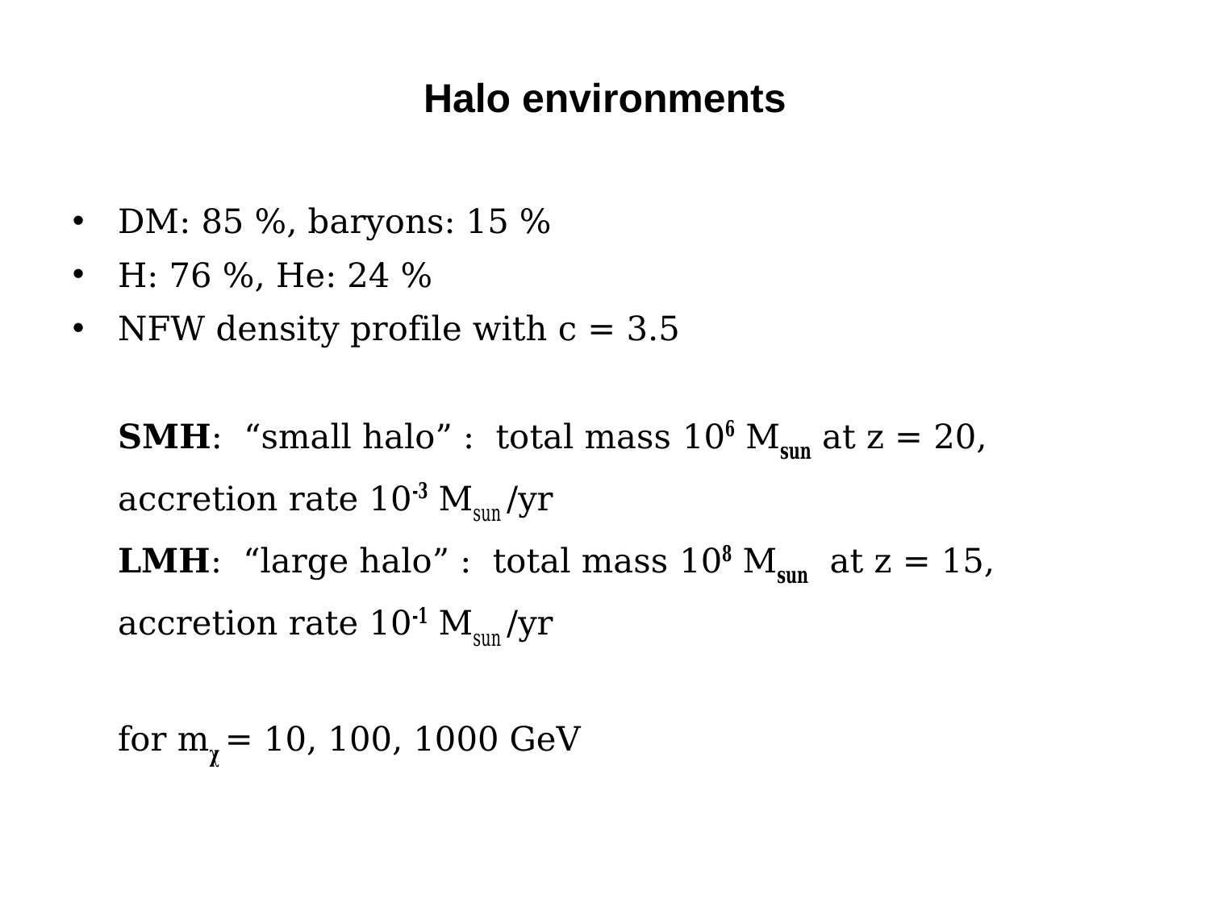# Halo environments

- DM: 85 %, baryons: 15 %
- H: 76 %, He: 24 %
- NFW density profile with c = 3.5

**SMH**: "small halo" : total mass $10^6$ $M_{sun}$ at z = 20, accretion rate $10^{-3}$ $M_{sun}$/yr

**LMH**: "large halo" : total mass $10^8$ $M_{sun}$ at z = 15, accretion rate $10^{-1}$ $M_{sun}$/yr

for $m_\chi$ = 10, 100, 1000 GeV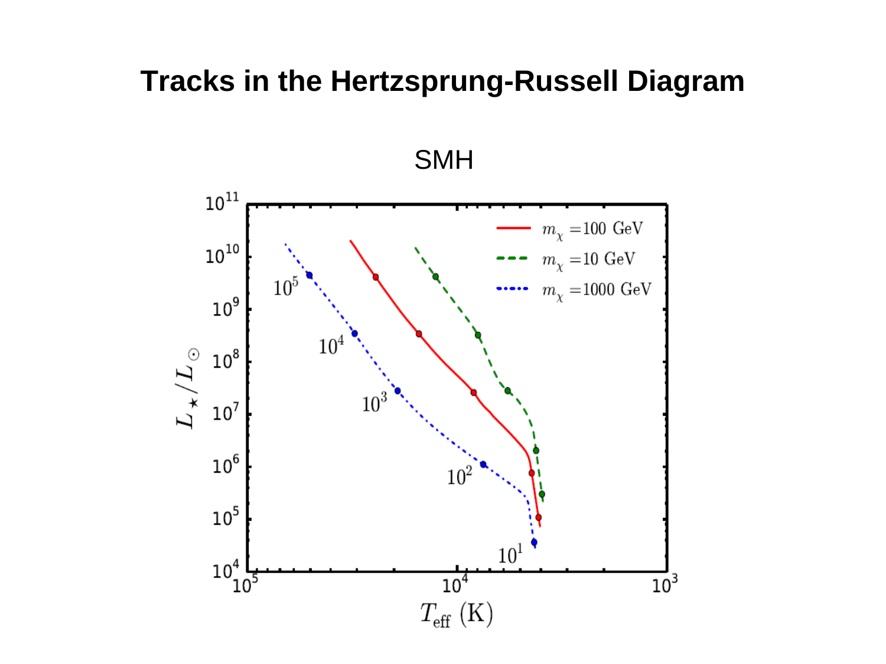# Tracks in the Hertzsprung-Russell Diagram

SMH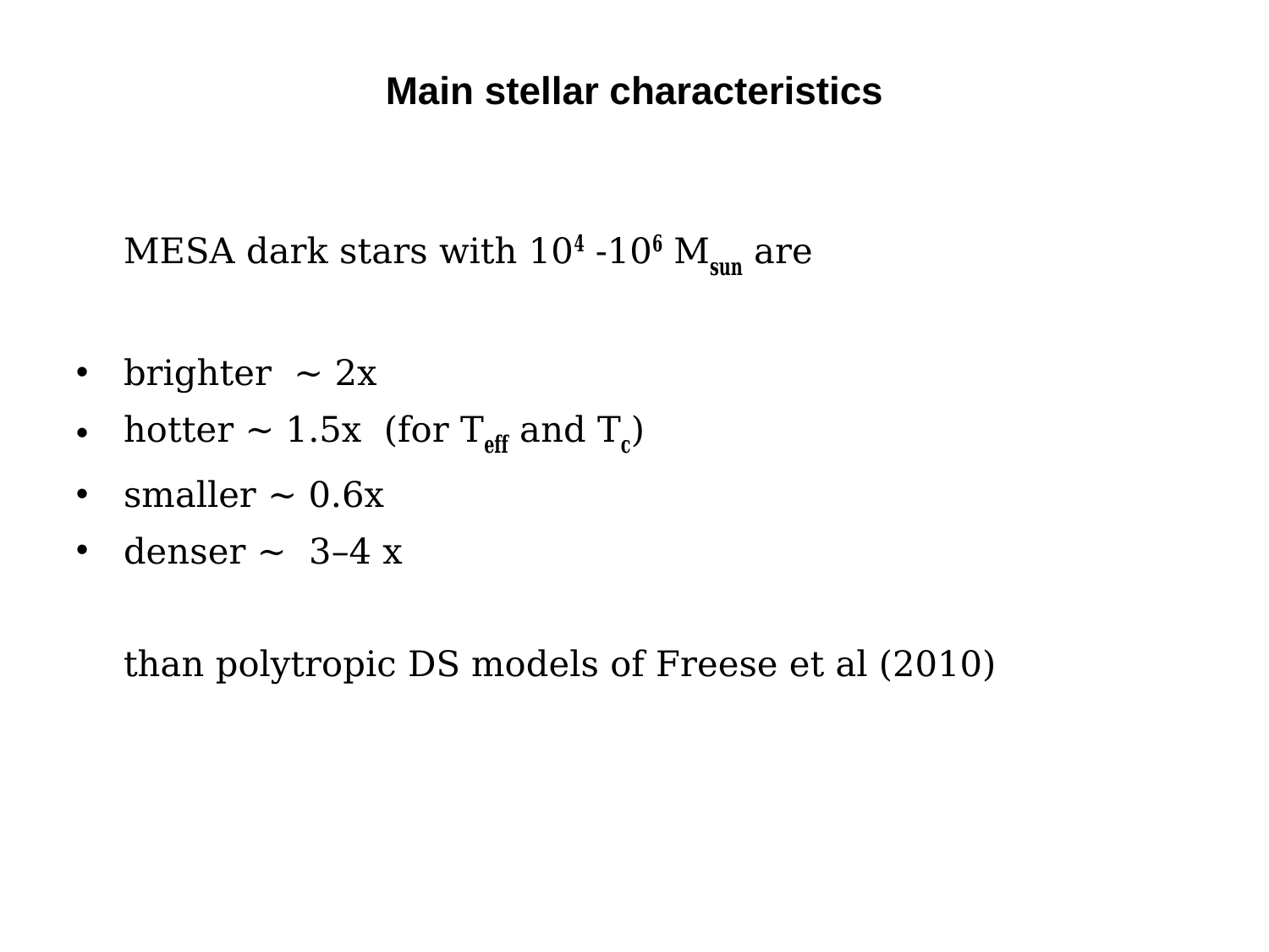# Main stellar characteristics

MESA dark stars with $10^4$ -$10^6$ $M_{sun}$ are

- brighter ~ 2x
- hotter ~ 1.5x (for $T_{eff}$ and $T_c$)
- smaller ~ 0.6x
- denser ~ 3–4 x

than polytropic DS models of Freese et al (2010)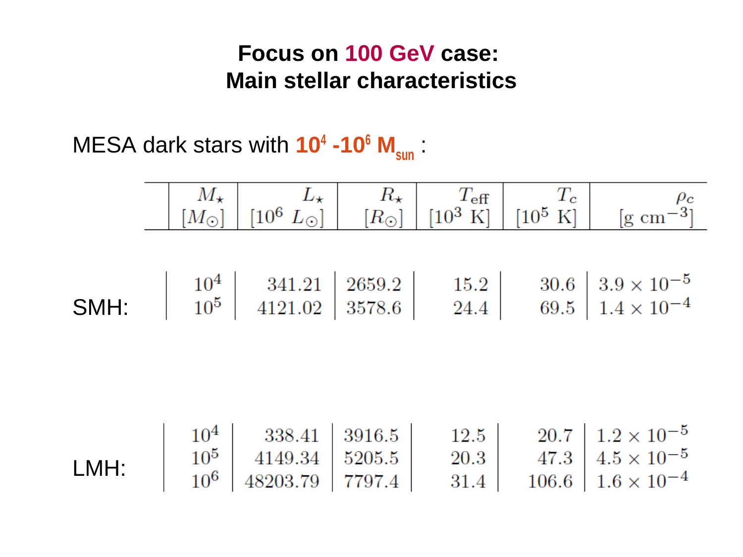# Focus on 100 GeV case:
# Main stellar characteristics

MESA dark stars with **$10^4$ -$10^6$ $M_{sun}$** :

| | $M_\star$ [$M_\odot$] | $L_\star$ [$10^6$ $L_\odot$] | $R_\star$ [$R_\odot$] | $T_{\rm eff}$ [$10^3$ K] | $T_c$ [$10^5$ K] | $\rho_c$ [g cm$^{-3}$] |
|---|---|---|---|---|---|---|
| SMH: | $10^4$ | 341.21 | 2659.2 | 15.2 | 30.6 | $3.9 \times 10^{-5}$ |
| | $10^5$ | 4121.02 | 3578.6 | 24.4 | 69.5 | $1.4 \times 10^{-4}$ |
| LMH: | $10^4$ | 338.41 | 3916.5 | 12.5 | 20.7 | $1.2 \times 10^{-5}$ |
| | $10^5$ | 4149.34 | 5205.5 | 20.3 | 47.3 | $4.5 \times 10^{-5}$ |
| | $10^6$ | 48203.79 | 7797.4 | 31.4 | 106.6 | $1.6 \times 10^{-4}$ |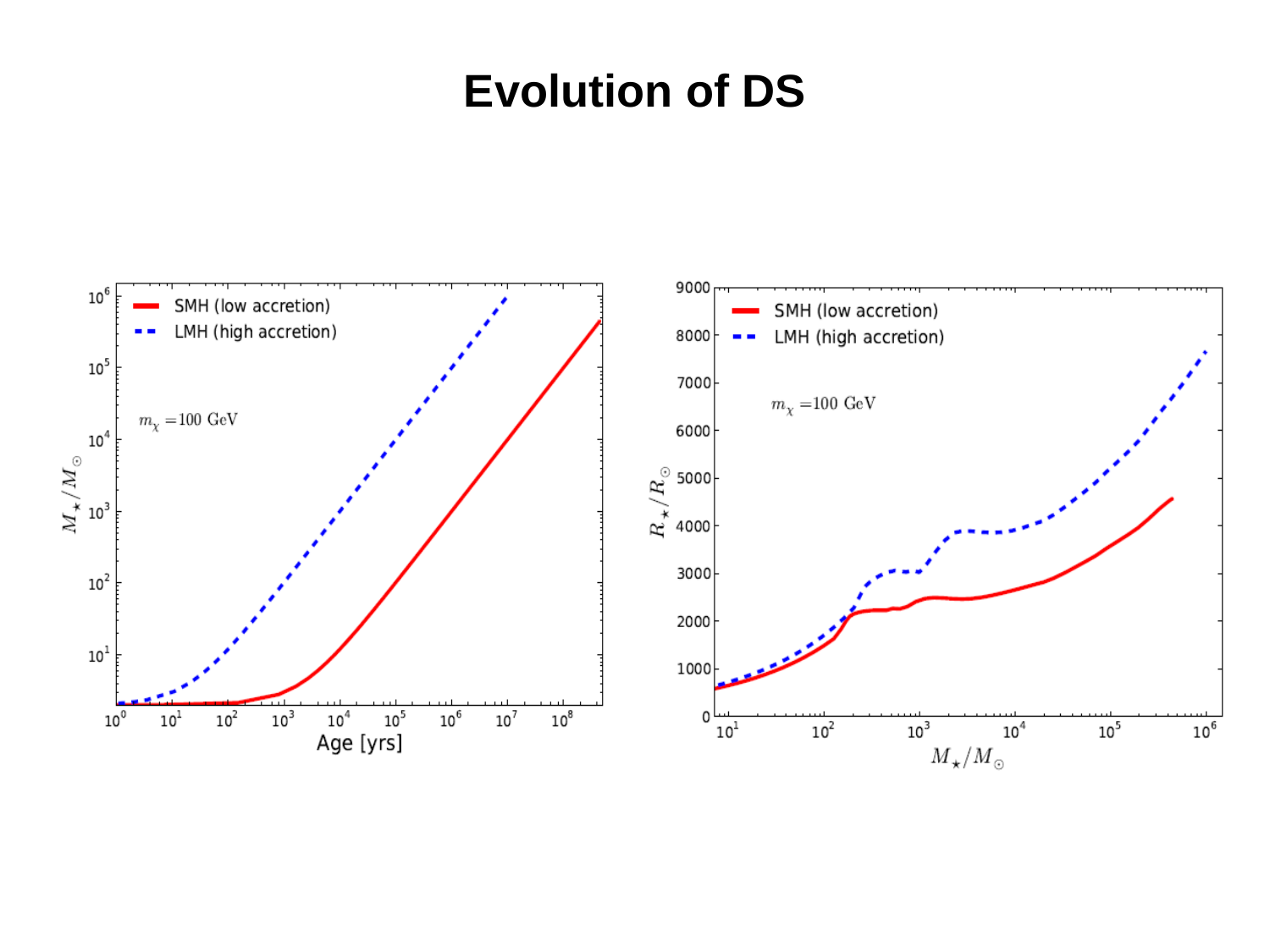# Evolution of DS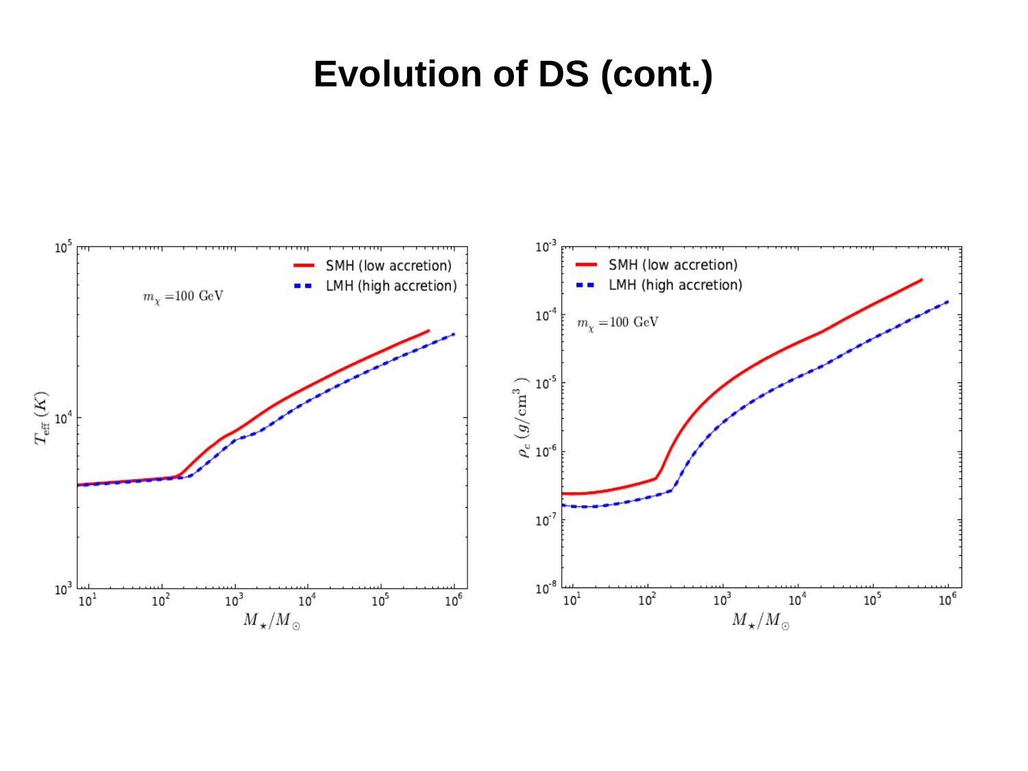# Evolution of DS (cont.)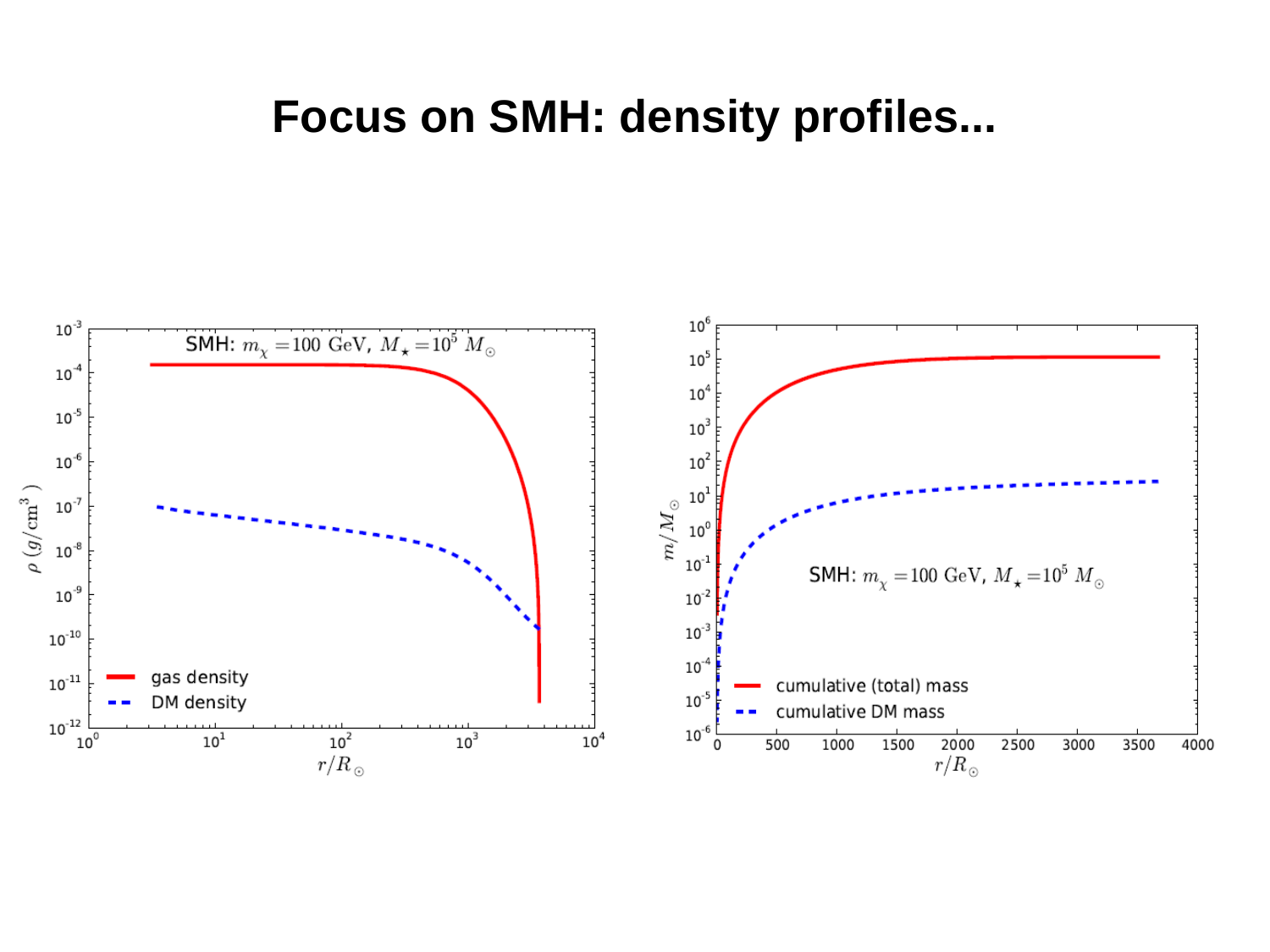# Focus on SMH: density profiles...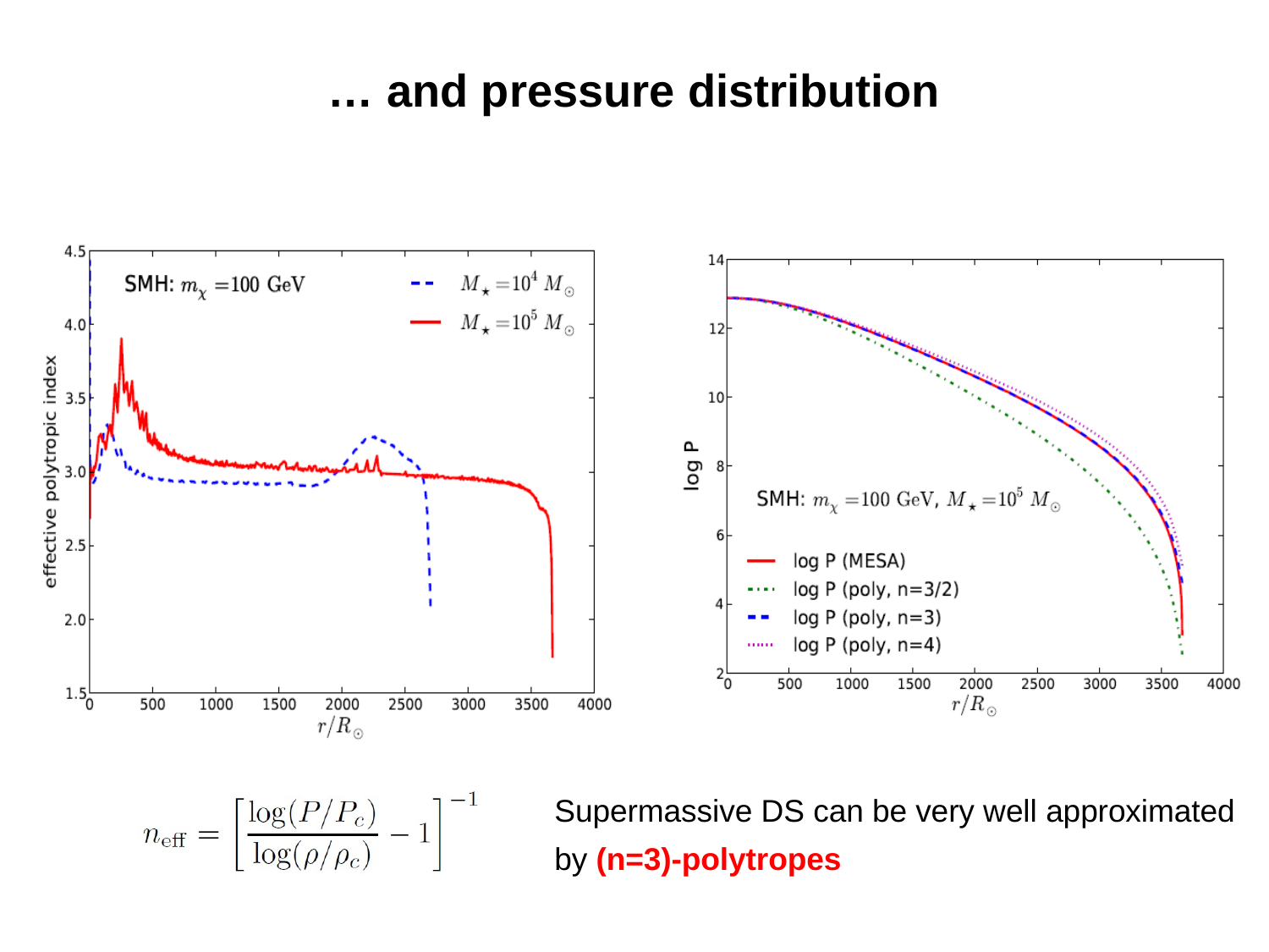# … and pressure distribution

$$n_{\rm eff} = \left[ \frac{\log(P/P_c)}{\log(\rho/\rho_c)} - 1 \right]^{-1}$$

Supermassive DS can be very well approximated by **(n=3)-polytropes**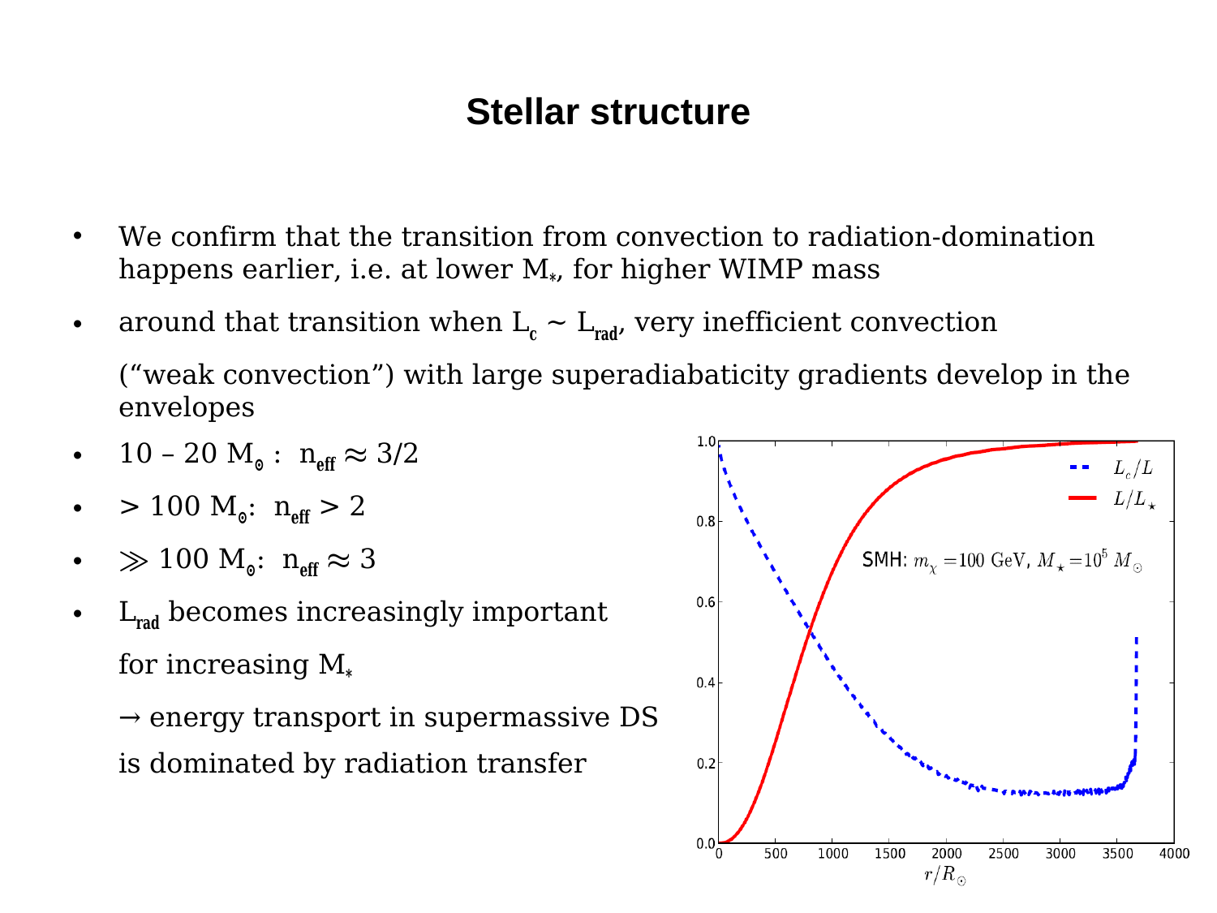# Stellar structure

- We confirm that the transition from convection to radiation-domination happens earlier, i.e. at lower $M_*$, for higher WIMP mass
- around that transition when $L_c \sim L_{rad}$, very inefficient convection

  ("weak convection") with large superadiabaticity gradients develop in the envelopes
- 10 – 20 $M_\odot$ : $n_{eff} \approx 3/2$
- > 100 $M_\odot$: $n_{eff} > 2$
- $\gg$ 100 $M_\odot$: $n_{eff} \approx 3$
- $L_{rad}$ becomes increasingly important

  for increasing $M_*$

  → energy transport in supermassive DS

  is dominated by radiation transfer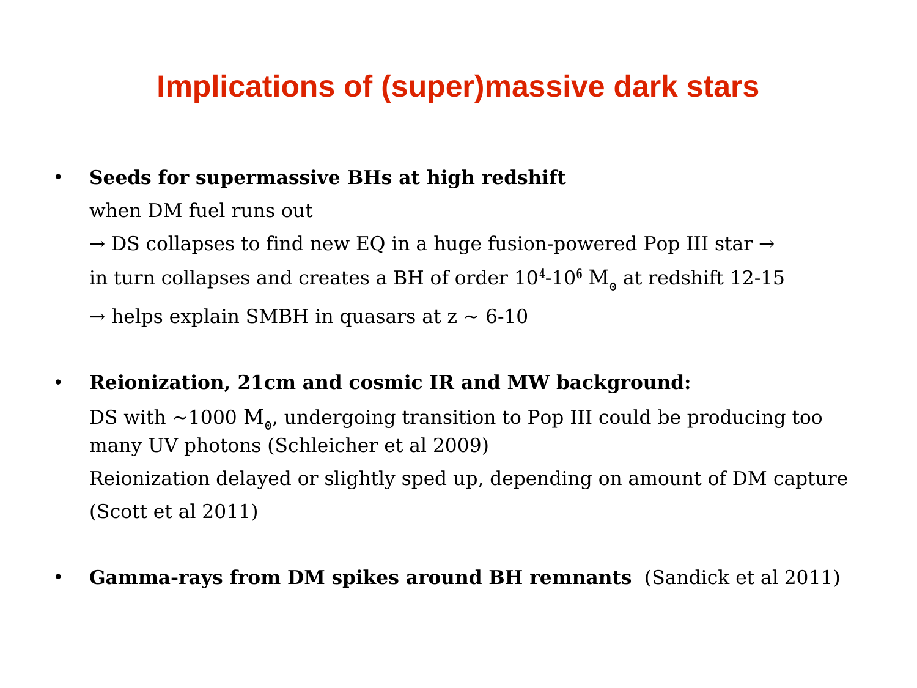# Implications of (super)massive dark stars

- **Seeds for supermassive BHs at high redshift**

  when DM fuel runs out

  → DS collapses to find new EQ in a huge fusion-powered Pop III star →

  in turn collapses and creates a BH of order $10^4$-$10^6$ $M_\odot$ at redshift 12-15

  → helps explain SMBH in quasars at z ~ 6-10

- **Reionization, 21cm and cosmic IR and MW background:**

  DS with ~1000 $M_\odot$, undergoing transition to Pop III could be producing too many UV photons (Schleicher et al 2009)

  Reionization delayed or slightly sped up, depending on amount of DM capture (Scott et al 2011)

- **Gamma-rays from DM spikes around BH remnants** (Sandick et al 2011)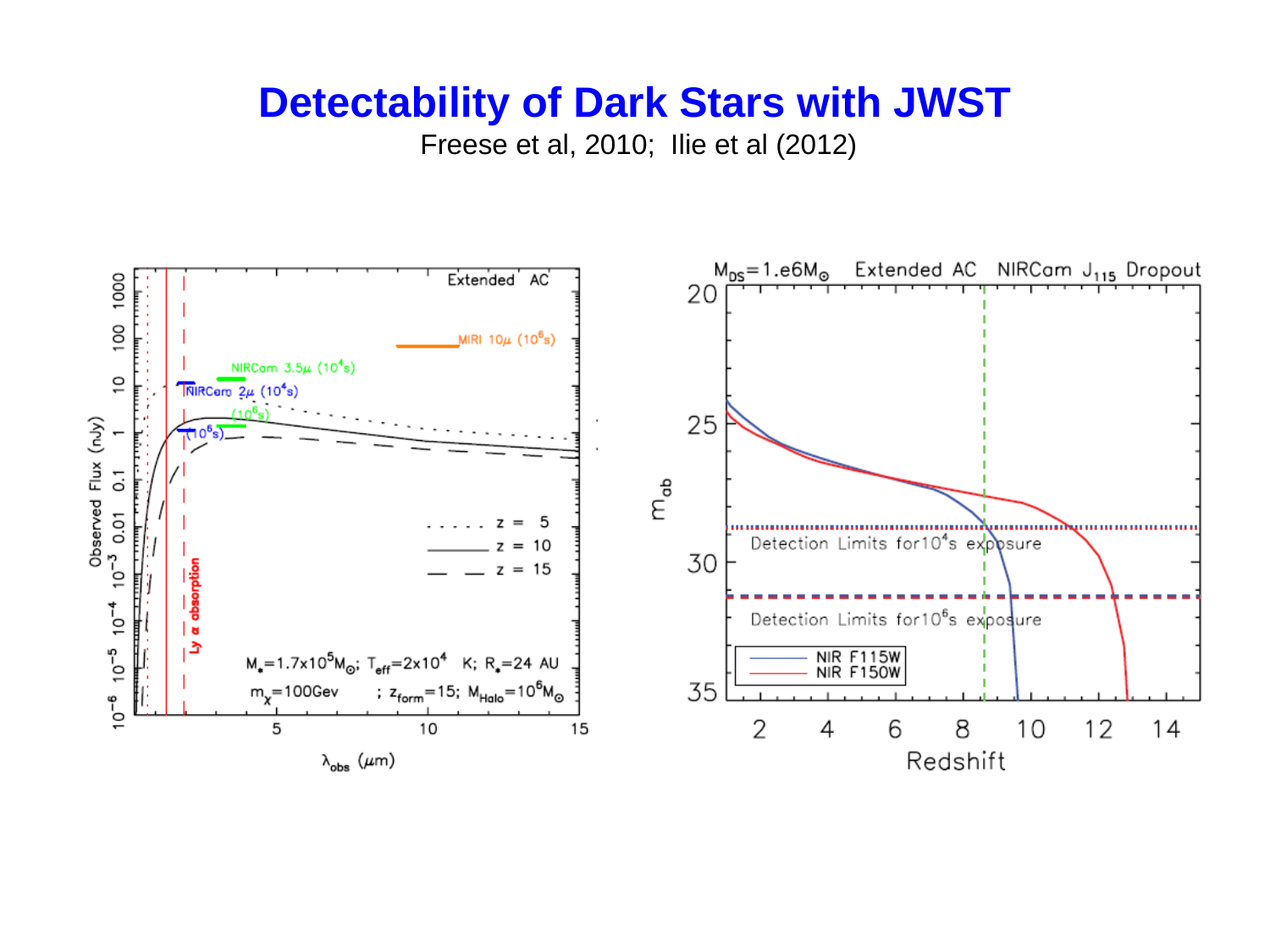# Detectability of Dark Stars with JWST

Freese et al, 2010; Ilie et al (2012)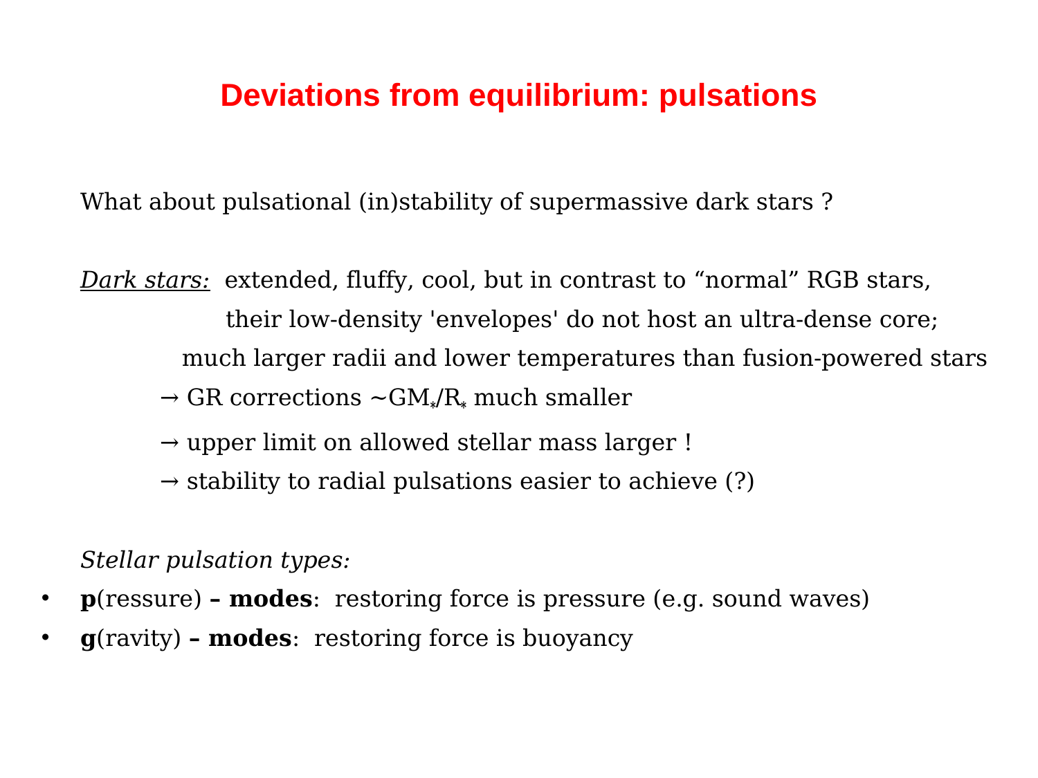# Deviations from equilibrium: pulsations

What about pulsational (in)stability of supermassive dark stars ?

*Dark stars:* extended, fluffy, cool, but in contrast to “normal” RGB stars, their low-density 'envelopes' do not host an ultra-dense core; much larger radii and lower temperatures than fusion-powered stars

→ GR corrections ~$GM_*/R_*$ much smaller

→ upper limit on allowed stellar mass larger !

→ stability to radial pulsations easier to achieve (?)

*Stellar pulsation types:*

- **p**(ressure) **– modes**: restoring force is pressure (e.g. sound waves)
- **g**(ravity) **– modes**: restoring force is buoyancy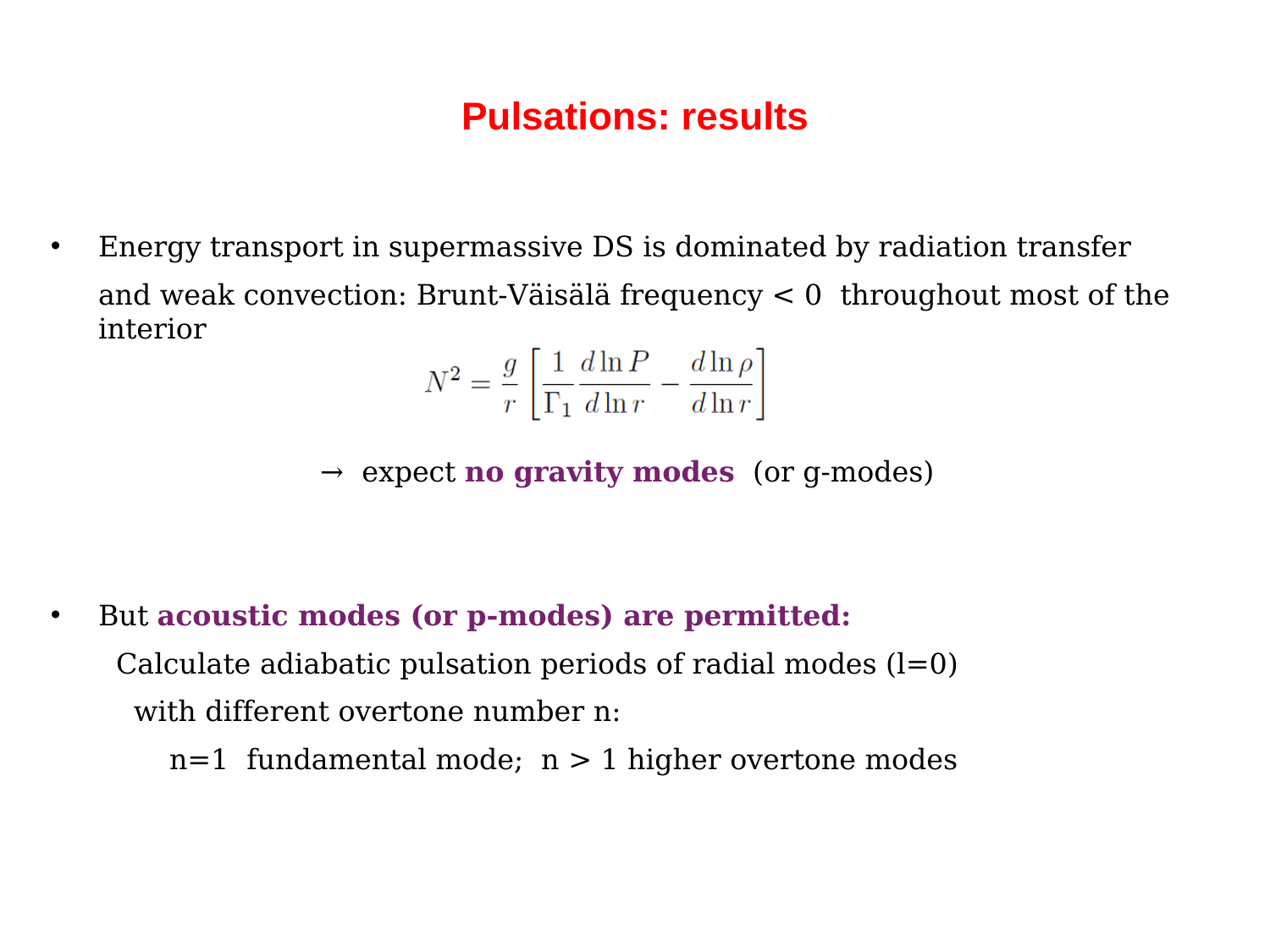# Pulsations: results

- Energy transport in supermassive DS is dominated by radiation transfer and weak convection: Brunt-Väisälä frequency < 0 throughout most of the interior

$$N^2 = \frac{g}{r}\left[\frac{1}{\Gamma_1}\frac{d\ln P}{d\ln r} - \frac{d\ln\rho}{d\ln r}\right]$$

→ expect **no gravity modes** (or g-modes)

- But **acoustic modes (or p-modes) are permitted:**

  Calculate adiabatic pulsation periods of radial modes (l=0)

  with different overtone number n:

  n=1 fundamental mode; n > 1 higher overtone modes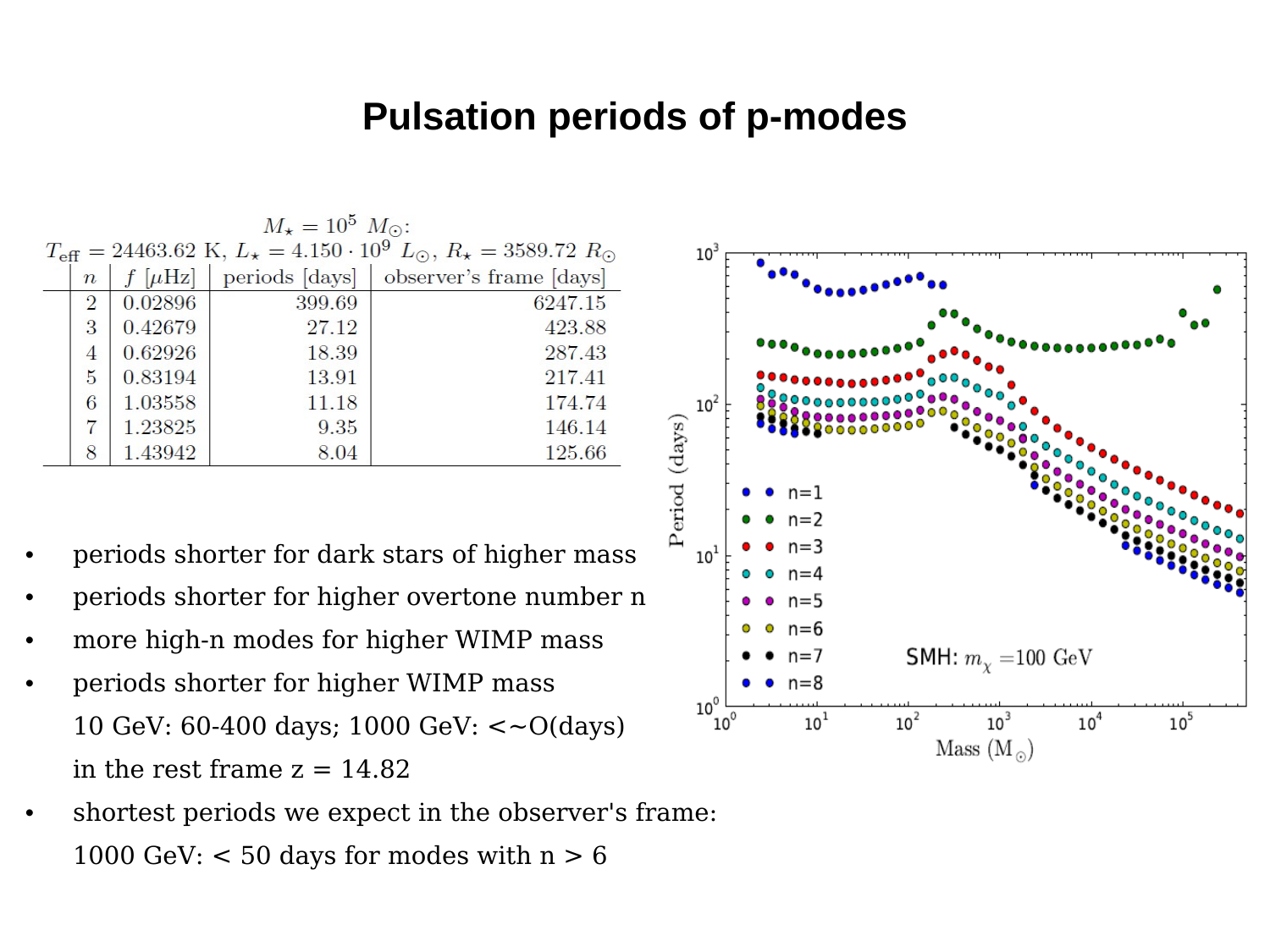# Pulsation periods of p-modes

$M_\star = 10^5\ M_\odot$:

$T_{\rm eff} = 24463.62$ K, $L_\star = 4.150 \cdot 10^9\ L_\odot$, $R_\star = 3589.72\ R_\odot$

| $n$ | $f$ [$\mu$Hz] | periods [days] | observer's frame [days] |
|---|---|---|---|
| 2 | 0.02896 | 399.69 | 6247.15 |
| 3 | 0.42679 | 27.12 | 423.88 |
| 4 | 0.62926 | 18.39 | 287.43 |
| 5 | 0.83194 | 13.91 | 217.41 |
| 6 | 1.03558 | 11.18 | 174.74 |
| 7 | 1.23825 | 9.35 | 146.14 |
| 8 | 1.43942 | 8.04 | 125.66 |

- periods shorter for dark stars of higher mass
- periods shorter for higher overtone number n
- more high-n modes for higher WIMP mass
- periods shorter for higher WIMP mass

  10 GeV: 60-400 days; 1000 GeV: <~O(days)

  in the rest frame z = 14.82
- shortest periods we expect in the observer's frame:

  1000 GeV: < 50 days for modes with n > 6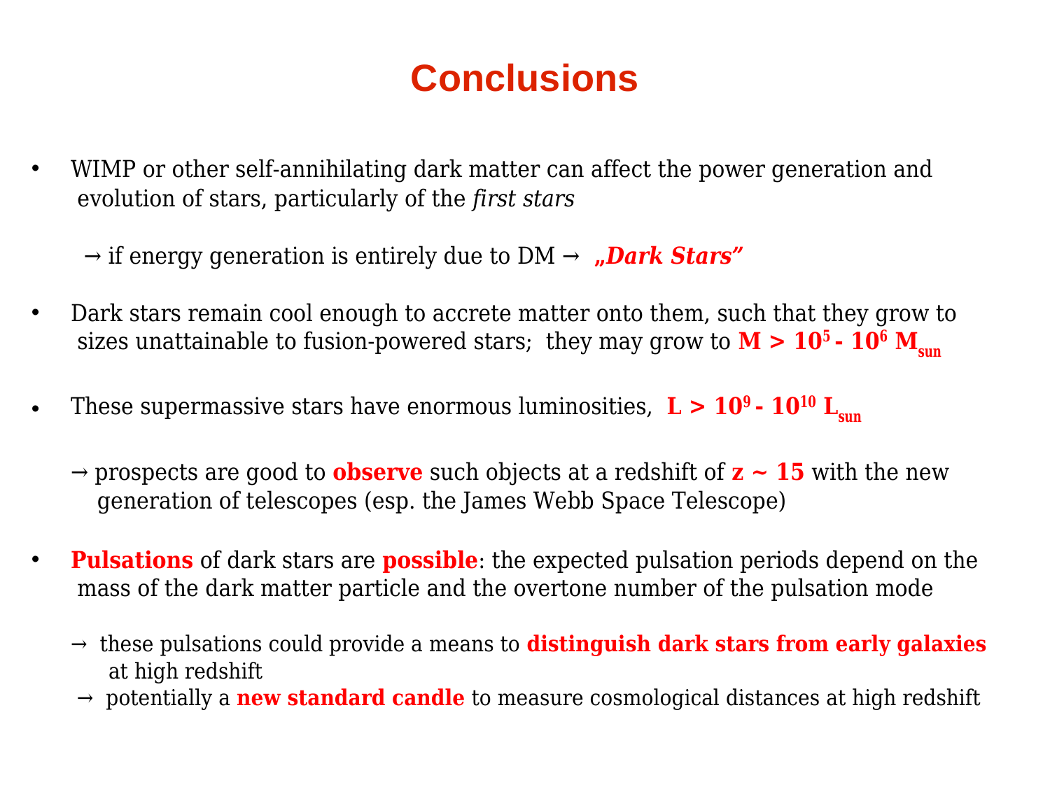# Conclusions

- WIMP or other self-annihilating dark matter can affect the power generation and evolution of stars, particularly of the *first stars*

  → if energy generation is entirely due to DM → ***„Dark Stars"***

- Dark stars remain cool enough to accrete matter onto them, such that they grow to sizes unattainable to fusion-powered stars; they may grow to **$M > 10^5 - 10^6\ M_{sun}$**

- These supermassive stars have enormous luminosities, **$L > 10^9 - 10^{10}\ L_{sun}$**

  → prospects are good to **observe** such objects at a redshift of **$z \sim 15$** with the new generation of telescopes (esp. the James Webb Space Telescope)

- **Pulsations** of dark stars are **possible**: the expected pulsation periods depend on the mass of the dark matter particle and the overtone number of the pulsation mode

  → these pulsations could provide a means to **distinguish dark stars from early galaxies** at high redshift

  → potentially a **new standard candle** to measure cosmological distances at high redshift